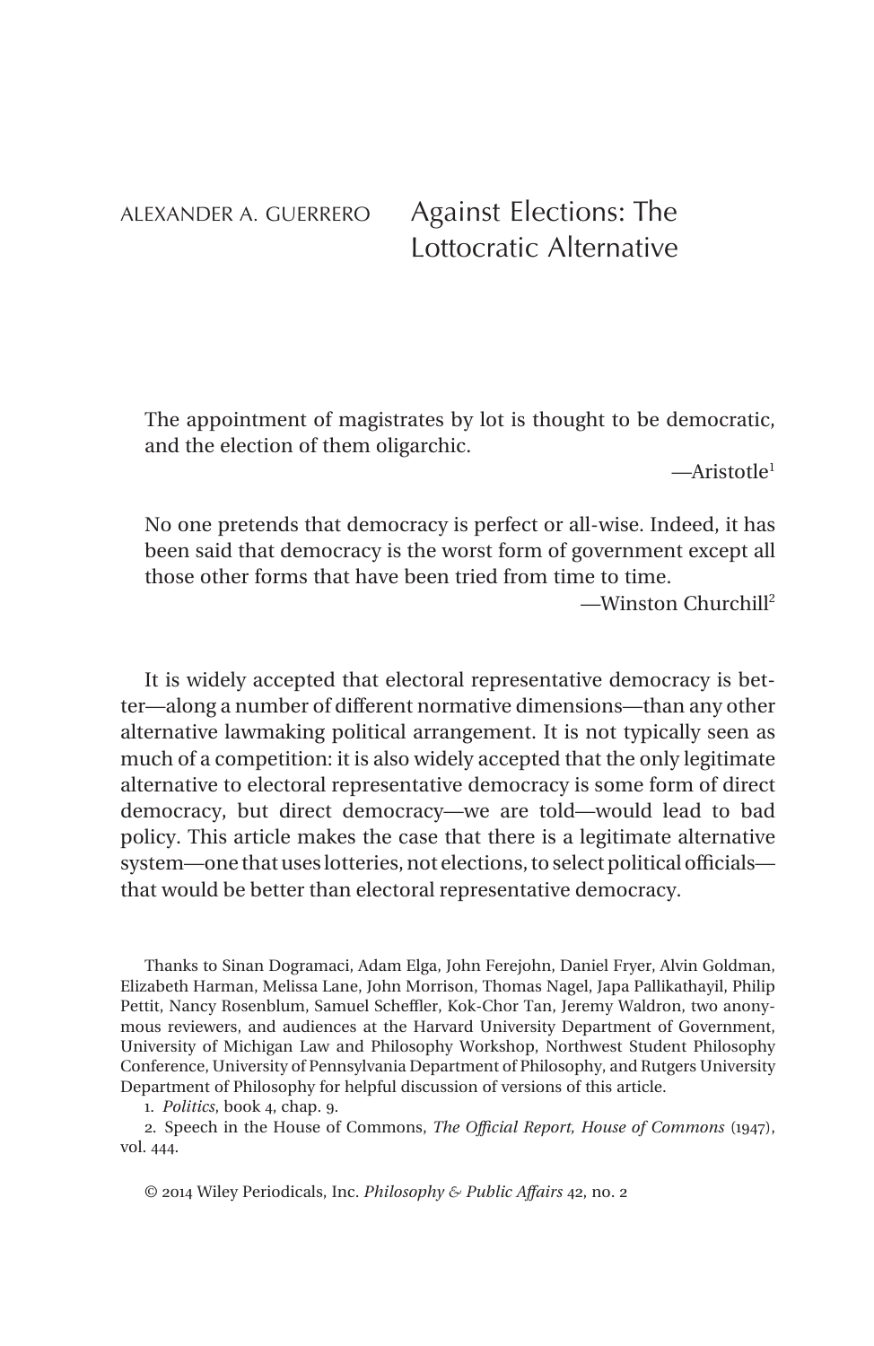ALEXANDER A. GUERRERO

# Against Elections: The Lottocratic Alternative

> The appointment of magistrates by lot is thought to be democratic, and the election of them oligarchic.
>
> —Aristotle[1]

> No one pretends that democracy is perfect or all-wise. Indeed, it has been said that democracy is the worst form of government except all those other forms that have been tried from time to time.
>
> —Winston Churchill[2]

It is widely accepted that electoral representative democracy is better—along a number of different normative dimensions—than any other alternative lawmaking political arrangement. It is not typically seen as much of a competition: it is also widely accepted that the only legitimate alternative to electoral representative democracy is some form of direct democracy, but direct democracy—we are told—would lead to bad policy. This article makes the case that there is a legitimate alternative system—one that uses lotteries, not elections, to select political officials—that would be better than electoral representative democracy.

Thanks to Sinan Dogramaci, Adam Elga, John Ferejohn, Daniel Fryer, Alvin Goldman, Elizabeth Harman, Melissa Lane, John Morrison, Thomas Nagel, Japa Pallikathayil, Philip Pettit, Nancy Rosenblum, Samuel Scheffler, Kok-Chor Tan, Jeremy Waldron, two anonymous reviewers, and audiences at the Harvard University Department of Government, University of Michigan Law and Philosophy Workshop, Northwest Student Philosophy Conference, University of Pennsylvania Department of Philosophy, and Rutgers University Department of Philosophy for helpful discussion of versions of this article.

1. *Politics*, book 4, chap. 9.

2. Speech in the House of Commons, *The Official Report, House of Commons* (1947), vol. 444.

© 2014 Wiley Periodicals, Inc. *Philosophy & Public Affairs* 42, no. 2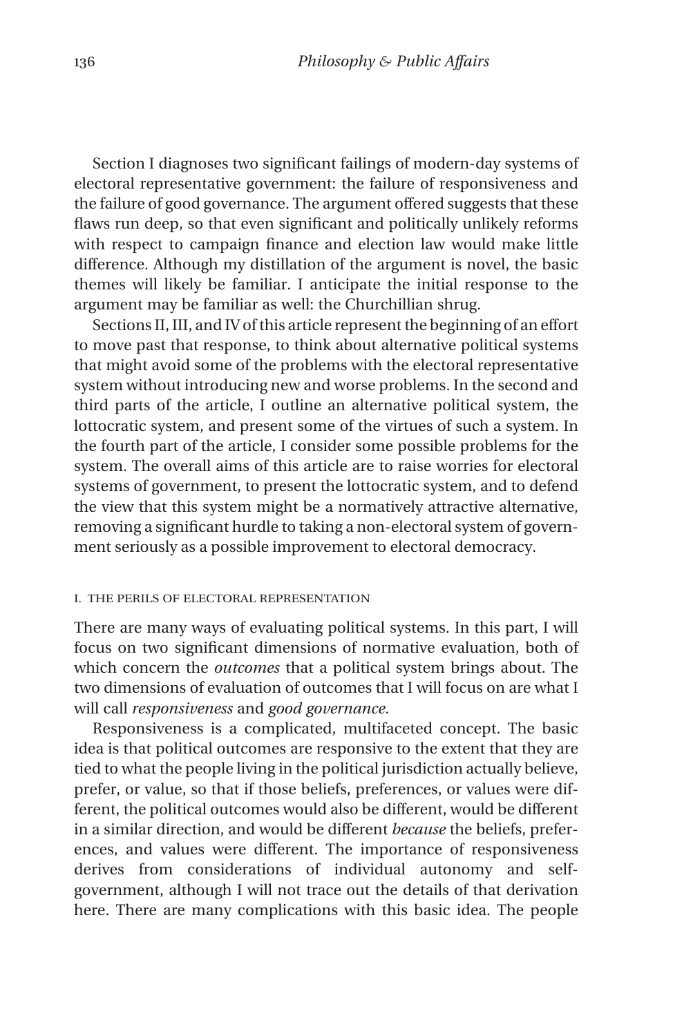Section I diagnoses two significant failings of modern-day systems of electoral representative government: the failure of responsiveness and the failure of good governance. The argument offered suggests that these flaws run deep, so that even significant and politically unlikely reforms with respect to campaign finance and election law would make little difference. Although my distillation of the argument is novel, the basic themes will likely be familiar. I anticipate the initial response to the argument may be familiar as well: the Churchillian shrug.

Sections II, III, and IV of this article represent the beginning of an effort to move past that response, to think about alternative political systems that might avoid some of the problems with the electoral representative system without introducing new and worse problems. In the second and third parts of the article, I outline an alternative political system, the lottocratic system, and present some of the virtues of such a system. In the fourth part of the article, I consider some possible problems for the system. The overall aims of this article are to raise worries for electoral systems of government, to present the lottocratic system, and to defend the view that this system might be a normatively attractive alternative, removing a significant hurdle to taking a non-electoral system of government seriously as a possible improvement to electoral democracy.

## I. THE PERILS OF ELECTORAL REPRESENTATION

There are many ways of evaluating political systems. In this part, I will focus on two significant dimensions of normative evaluation, both of which concern the *outcomes* that a political system brings about. The two dimensions of evaluation of outcomes that I will focus on are what I will call *responsiveness* and *good governance*.

Responsiveness is a complicated, multifaceted concept. The basic idea is that political outcomes are responsive to the extent that they are tied to what the people living in the political jurisdiction actually believe, prefer, or value, so that if those beliefs, preferences, or values were different, the political outcomes would also be different, would be different in a similar direction, and would be different *because* the beliefs, preferences, and values were different. The importance of responsiveness derives from considerations of individual autonomy and self-government, although I will not trace out the details of that derivation here. There are many complications with this basic idea. The people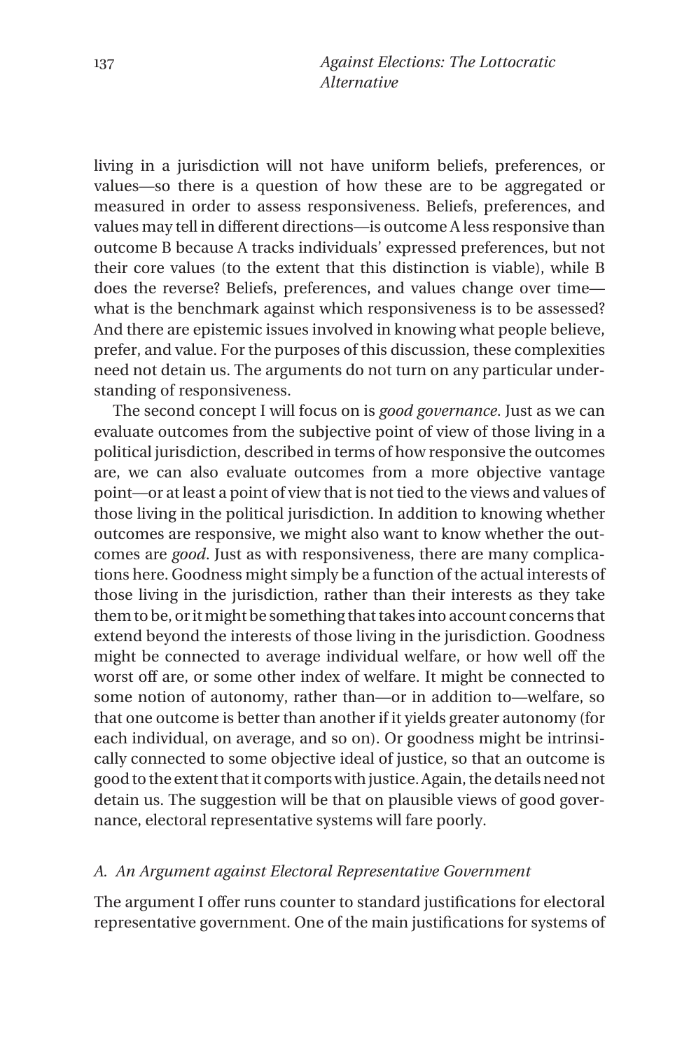living in a jurisdiction will not have uniform beliefs, preferences, or values—so there is a question of how these are to be aggregated or measured in order to assess responsiveness. Beliefs, preferences, and values may tell in different directions—is outcome A less responsive than outcome B because A tracks individuals' expressed preferences, but not their core values (to the extent that this distinction is viable), while B does the reverse? Beliefs, preferences, and values change over time—what is the benchmark against which responsiveness is to be assessed? And there are epistemic issues involved in knowing what people believe, prefer, and value. For the purposes of this discussion, these complexities need not detain us. The arguments do not turn on any particular understanding of responsiveness.

The second concept I will focus on is *good governance*. Just as we can evaluate outcomes from the subjective point of view of those living in a political jurisdiction, described in terms of how responsive the outcomes are, we can also evaluate outcomes from a more objective vantage point—or at least a point of view that is not tied to the views and values of those living in the political jurisdiction. In addition to knowing whether outcomes are responsive, we might also want to know whether the outcomes are *good*. Just as with responsiveness, there are many complications here. Goodness might simply be a function of the actual interests of those living in the jurisdiction, rather than their interests as they take them to be, or it might be something that takes into account concerns that extend beyond the interests of those living in the jurisdiction. Goodness might be connected to average individual welfare, or how well off the worst off are, or some other index of welfare. It might be connected to some notion of autonomy, rather than—or in addition to—welfare, so that one outcome is better than another if it yields greater autonomy (for each individual, on average, and so on). Or goodness might be intrinsically connected to some objective ideal of justice, so that an outcome is good to the extent that it comports with justice. Again, the details need not detain us. The suggestion will be that on plausible views of good governance, electoral representative systems will fare poorly.

### *A. An Argument against Electoral Representative Government*

The argument I offer runs counter to standard justifications for electoral representative government. One of the main justifications for systems of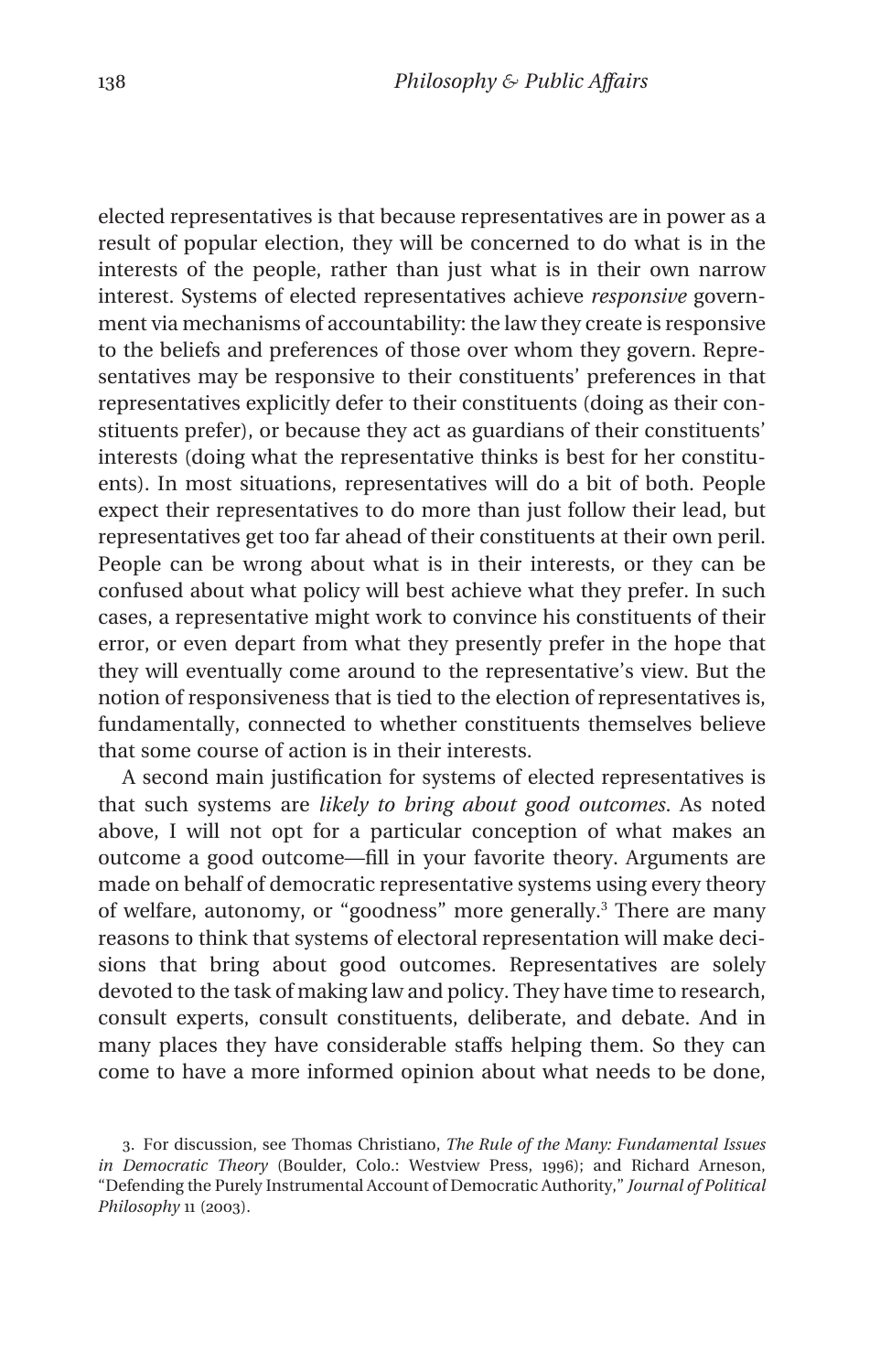elected representatives is that because representatives are in power as a result of popular election, they will be concerned to do what is in the interests of the people, rather than just what is in their own narrow interest. Systems of elected representatives achieve *responsive* government via mechanisms of accountability: the law they create is responsive to the beliefs and preferences of those over whom they govern. Representatives may be responsive to their constituents' preferences in that representatives explicitly defer to their constituents (doing as their constituents prefer), or because they act as guardians of their constituents' interests (doing what the representative thinks is best for her constituents). In most situations, representatives will do a bit of both. People expect their representatives to do more than just follow their lead, but representatives get too far ahead of their constituents at their own peril. People can be wrong about what is in their interests, or they can be confused about what policy will best achieve what they prefer. In such cases, a representative might work to convince his constituents of their error, or even depart from what they presently prefer in the hope that they will eventually come around to the representative's view. But the notion of responsiveness that is tied to the election of representatives is, fundamentally, connected to whether constituents themselves believe that some course of action is in their interests.

A second main justification for systems of elected representatives is that such systems are *likely to bring about good outcomes*. As noted above, I will not opt for a particular conception of what makes an outcome a good outcome—fill in your favorite theory. Arguments are made on behalf of democratic representative systems using every theory of welfare, autonomy, or "goodness" more generally.[3] There are many reasons to think that systems of electoral representation will make decisions that bring about good outcomes. Representatives are solely devoted to the task of making law and policy. They have time to research, consult experts, consult constituents, deliberate, and debate. And in many places they have considerable staffs helping them. So they can come to have a more informed opinion about what needs to be done,

3. For discussion, see Thomas Christiano, *The Rule of the Many: Fundamental Issues in Democratic Theory* (Boulder, Colo.: Westview Press, 1996); and Richard Arneson, "Defending the Purely Instrumental Account of Democratic Authority," *Journal of Political Philosophy* 11 (2003).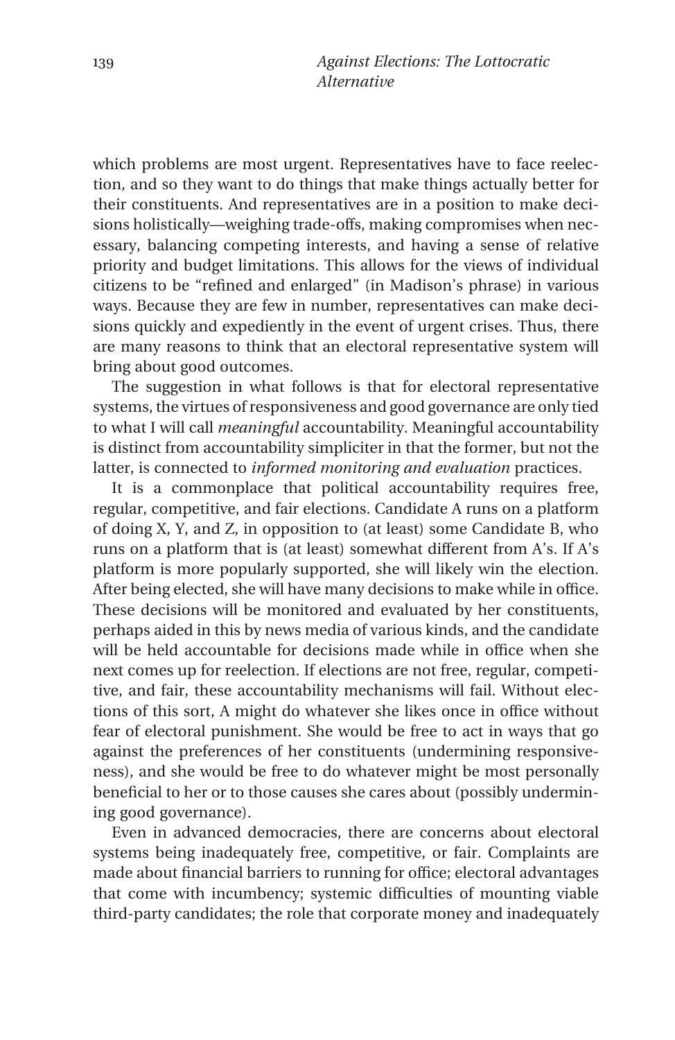which problems are most urgent. Representatives have to face reelection, and so they want to do things that make things actually better for their constituents. And representatives are in a position to make decisions holistically—weighing trade-offs, making compromises when necessary, balancing competing interests, and having a sense of relative priority and budget limitations. This allows for the views of individual citizens to be "refined and enlarged" (in Madison's phrase) in various ways. Because they are few in number, representatives can make decisions quickly and expediently in the event of urgent crises. Thus, there are many reasons to think that an electoral representative system will bring about good outcomes.

The suggestion in what follows is that for electoral representative systems, the virtues of responsiveness and good governance are only tied to what I will call *meaningful* accountability. Meaningful accountability is distinct from accountability simpliciter in that the former, but not the latter, is connected to *informed monitoring and evaluation* practices.

It is a commonplace that political accountability requires free, regular, competitive, and fair elections. Candidate A runs on a platform of doing X, Y, and Z, in opposition to (at least) some Candidate B, who runs on a platform that is (at least) somewhat different from A's. If A's platform is more popularly supported, she will likely win the election. After being elected, she will have many decisions to make while in office. These decisions will be monitored and evaluated by her constituents, perhaps aided in this by news media of various kinds, and the candidate will be held accountable for decisions made while in office when she next comes up for reelection. If elections are not free, regular, competitive, and fair, these accountability mechanisms will fail. Without elections of this sort, A might do whatever she likes once in office without fear of electoral punishment. She would be free to act in ways that go against the preferences of her constituents (undermining responsiveness), and she would be free to do whatever might be most personally beneficial to her or to those causes she cares about (possibly undermining good governance).

Even in advanced democracies, there are concerns about electoral systems being inadequately free, competitive, or fair. Complaints are made about financial barriers to running for office; electoral advantages that come with incumbency; systemic difficulties of mounting viable third-party candidates; the role that corporate money and inadequately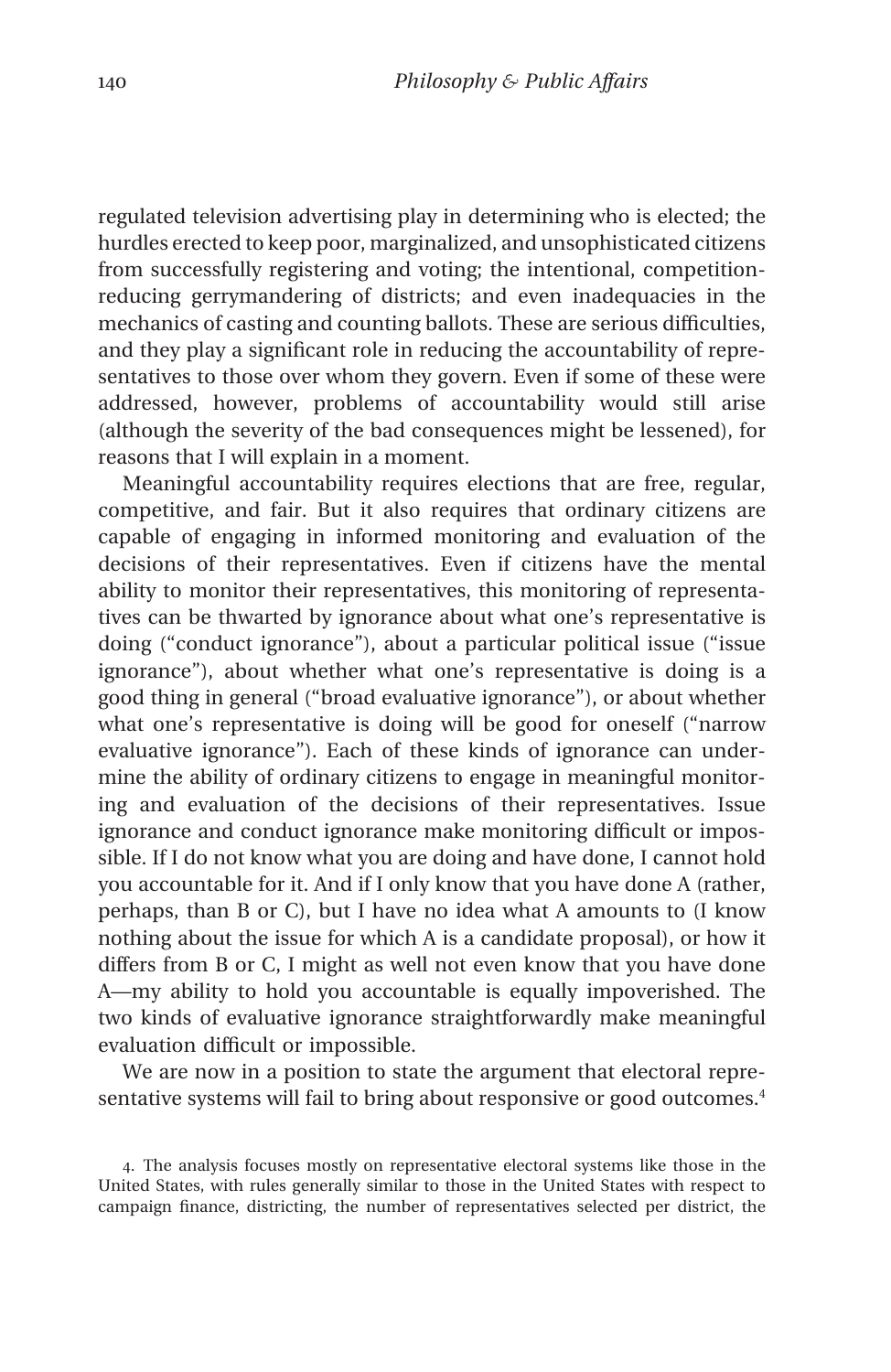regulated television advertising play in determining who is elected; the hurdles erected to keep poor, marginalized, and unsophisticated citizens from successfully registering and voting; the intentional, competition-reducing gerrymandering of districts; and even inadequacies in the mechanics of casting and counting ballots. These are serious difficulties, and they play a significant role in reducing the accountability of representatives to those over whom they govern. Even if some of these were addressed, however, problems of accountability would still arise (although the severity of the bad consequences might be lessened), for reasons that I will explain in a moment.

Meaningful accountability requires elections that are free, regular, competitive, and fair. But it also requires that ordinary citizens are capable of engaging in informed monitoring and evaluation of the decisions of their representatives. Even if citizens have the mental ability to monitor their representatives, this monitoring of representatives can be thwarted by ignorance about what one's representative is doing ("conduct ignorance"), about a particular political issue ("issue ignorance"), about whether what one's representative is doing is a good thing in general ("broad evaluative ignorance"), or about whether what one's representative is doing will be good for oneself ("narrow evaluative ignorance"). Each of these kinds of ignorance can undermine the ability of ordinary citizens to engage in meaningful monitoring and evaluation of the decisions of their representatives. Issue ignorance and conduct ignorance make monitoring difficult or impossible. If I do not know what you are doing and have done, I cannot hold you accountable for it. And if I only know that you have done A (rather, perhaps, than B or C), but I have no idea what A amounts to (I know nothing about the issue for which A is a candidate proposal), or how it differs from B or C, I might as well not even know that you have done A—my ability to hold you accountable is equally impoverished. The two kinds of evaluative ignorance straightforwardly make meaningful evaluation difficult or impossible.

We are now in a position to state the argument that electoral representative systems will fail to bring about responsive or good outcomes.[4]

4. The analysis focuses mostly on representative electoral systems like those in the United States, with rules generally similar to those in the United States with respect to campaign finance, districting, the number of representatives selected per district, the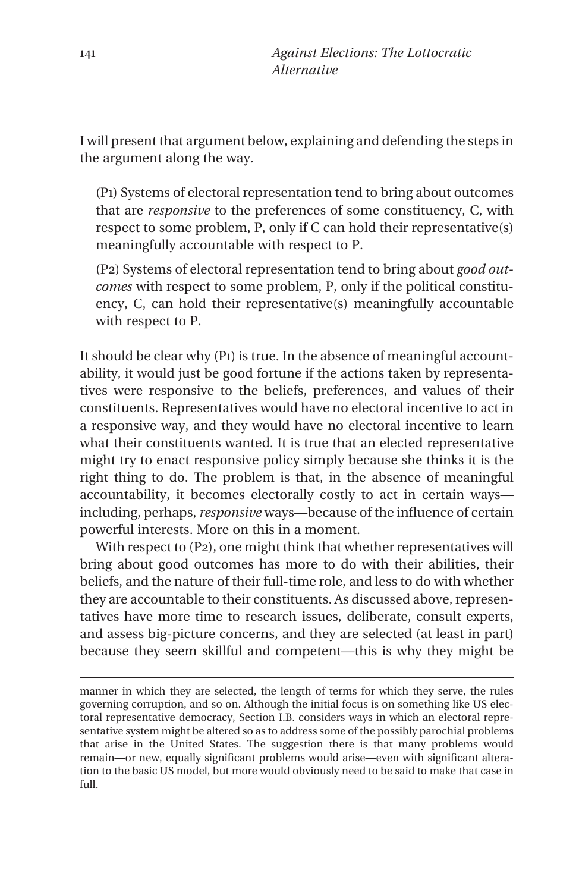I will present that argument below, explaining and defending the steps in the argument along the way.

> (P1) Systems of electoral representation tend to bring about outcomes that are *responsive* to the preferences of some constituency, C, with respect to some problem, P, only if C can hold their representative(s) meaningfully accountable with respect to P.
>
> (P2) Systems of electoral representation tend to bring about *good outcomes* with respect to some problem, P, only if the political constituency, C, can hold their representative(s) meaningfully accountable with respect to P.

It should be clear why (P1) is true. In the absence of meaningful accountability, it would just be good fortune if the actions taken by representatives were responsive to the beliefs, preferences, and values of their constituents. Representatives would have no electoral incentive to act in a responsive way, and they would have no electoral incentive to learn what their constituents wanted. It is true that an elected representative might try to enact responsive policy simply because she thinks it is the right thing to do. The problem is that, in the absence of meaningful accountability, it becomes electorally costly to act in certain ways—including, perhaps, *responsive* ways—because of the influence of certain powerful interests. More on this in a moment.

With respect to (P2), one might think that whether representatives will bring about good outcomes has more to do with their abilities, their beliefs, and the nature of their full-time role, and less to do with whether they are accountable to their constituents. As discussed above, representatives have more time to research issues, deliberate, consult experts, and assess big-picture concerns, and they are selected (at least in part) because they seem skillful and competent—this is why they might be

manner in which they are selected, the length of terms for which they serve, the rules governing corruption, and so on. Although the initial focus is on something like US electoral representative democracy, Section I.B. considers ways in which an electoral representative system might be altered so as to address some of the possibly parochial problems that arise in the United States. The suggestion there is that many problems would remain—or new, equally significant problems would arise—even with significant alteration to the basic US model, but more would obviously need to be said to make that case in full.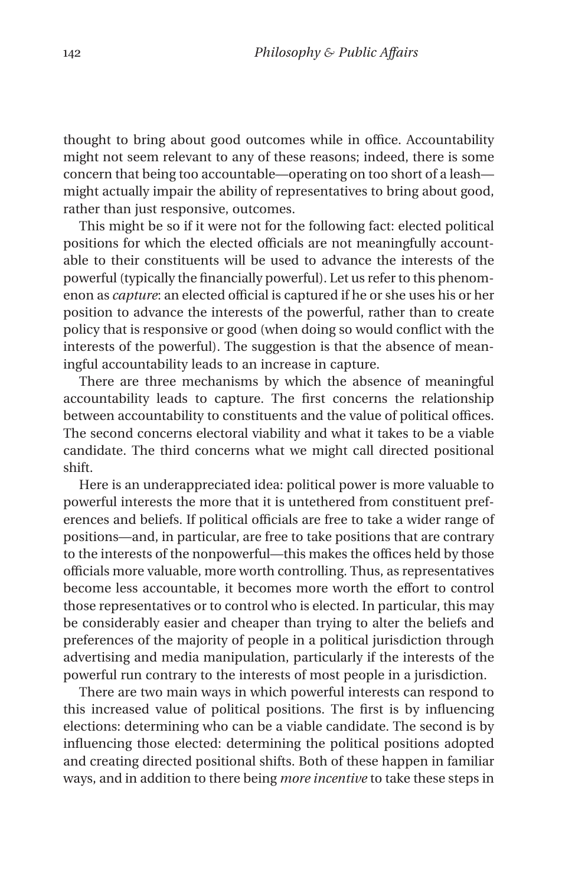thought to bring about good outcomes while in office. Accountability might not seem relevant to any of these reasons; indeed, there is some concern that being too accountable—operating on too short of a leash—might actually impair the ability of representatives to bring about good, rather than just responsive, outcomes.

This might be so if it were not for the following fact: elected political positions for which the elected officials are not meaningfully accountable to their constituents will be used to advance the interests of the powerful (typically the financially powerful). Let us refer to this phenomenon as *capture*: an elected official is captured if he or she uses his or her position to advance the interests of the powerful, rather than to create policy that is responsive or good (when doing so would conflict with the interests of the powerful). The suggestion is that the absence of meaningful accountability leads to an increase in capture.

There are three mechanisms by which the absence of meaningful accountability leads to capture. The first concerns the relationship between accountability to constituents and the value of political offices. The second concerns electoral viability and what it takes to be a viable candidate. The third concerns what we might call directed positional shift.

Here is an underappreciated idea: political power is more valuable to powerful interests the more that it is untethered from constituent preferences and beliefs. If political officials are free to take a wider range of positions—and, in particular, are free to take positions that are contrary to the interests of the nonpowerful—this makes the offices held by those officials more valuable, more worth controlling. Thus, as representatives become less accountable, it becomes more worth the effort to control those representatives or to control who is elected. In particular, this may be considerably easier and cheaper than trying to alter the beliefs and preferences of the majority of people in a political jurisdiction through advertising and media manipulation, particularly if the interests of the powerful run contrary to the interests of most people in a jurisdiction.

There are two main ways in which powerful interests can respond to this increased value of political positions. The first is by influencing elections: determining who can be a viable candidate. The second is by influencing those elected: determining the political positions adopted and creating directed positional shifts. Both of these happen in familiar ways, and in addition to there being *more incentive* to take these steps in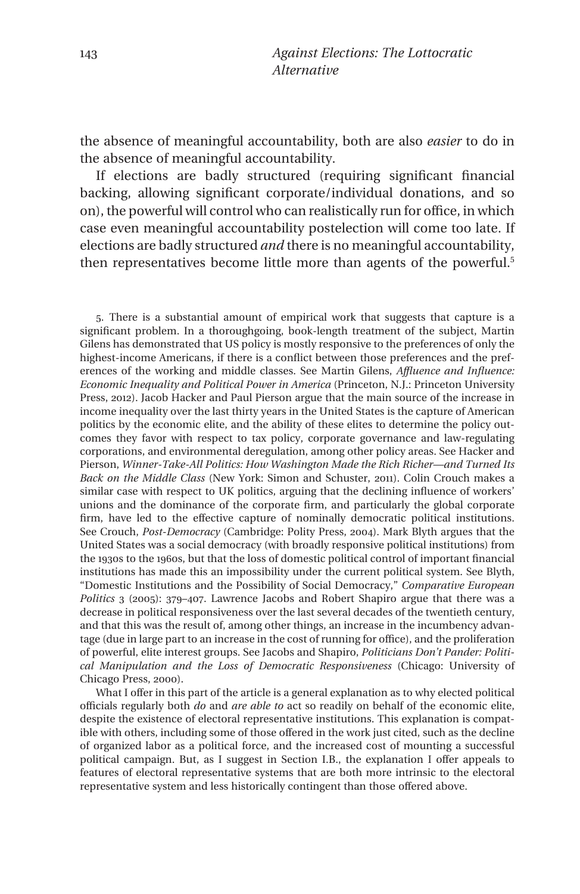the absence of meaningful accountability, both are also *easier* to do in the absence of meaningful accountability.

If elections are badly structured (requiring significant financial backing, allowing significant corporate/individual donations, and so on), the powerful will control who can realistically run for office, in which case even meaningful accountability postelection will come too late. If elections are badly structured *and* there is no meaningful accountability, then representatives become little more than agents of the powerful.[5]

5. There is a substantial amount of empirical work that suggests that capture is a significant problem. In a thoroughgoing, book-length treatment of the subject, Martin Gilens has demonstrated that US policy is mostly responsive to the preferences of only the highest-income Americans, if there is a conflict between those preferences and the preferences of the working and middle classes. See Martin Gilens, *Affluence and Influence: Economic Inequality and Political Power in America* (Princeton, N.J.: Princeton University Press, 2012). Jacob Hacker and Paul Pierson argue that the main source of the increase in income inequality over the last thirty years in the United States is the capture of American politics by the economic elite, and the ability of these elites to determine the policy outcomes they favor with respect to tax policy, corporate governance and law-regulating corporations, and environmental deregulation, among other policy areas. See Hacker and Pierson, *Winner-Take-All Politics: How Washington Made the Rich Richer—and Turned Its Back on the Middle Class* (New York: Simon and Schuster, 2011). Colin Crouch makes a similar case with respect to UK politics, arguing that the declining influence of workers' unions and the dominance of the corporate firm, and particularly the global corporate firm, have led to the effective capture of nominally democratic political institutions. See Crouch, *Post-Democracy* (Cambridge: Polity Press, 2004). Mark Blyth argues that the United States was a social democracy (with broadly responsive political institutions) from the 1930s to the 1960s, but that the loss of domestic political control of important financial institutions has made this an impossibility under the current political system. See Blyth, "Domestic Institutions and the Possibility of Social Democracy," *Comparative European Politics* 3 (2005): 379–407. Lawrence Jacobs and Robert Shapiro argue that there was a decrease in political responsiveness over the last several decades of the twentieth century, and that this was the result of, among other things, an increase in the incumbency advantage (due in large part to an increase in the cost of running for office), and the proliferation of powerful, elite interest groups. See Jacobs and Shapiro, *Politicians Don't Pander: Political Manipulation and the Loss of Democratic Responsiveness* (Chicago: University of Chicago Press, 2000).

What I offer in this part of the article is a general explanation as to why elected political officials regularly both *do* and *are able to* act so readily on behalf of the economic elite, despite the existence of electoral representative institutions. This explanation is compatible with others, including some of those offered in the work just cited, such as the decline of organized labor as a political force, and the increased cost of mounting a successful political campaign. But, as I suggest in Section I.B., the explanation I offer appeals to features of electoral representative systems that are both more intrinsic to the electoral representative system and less historically contingent than those offered above.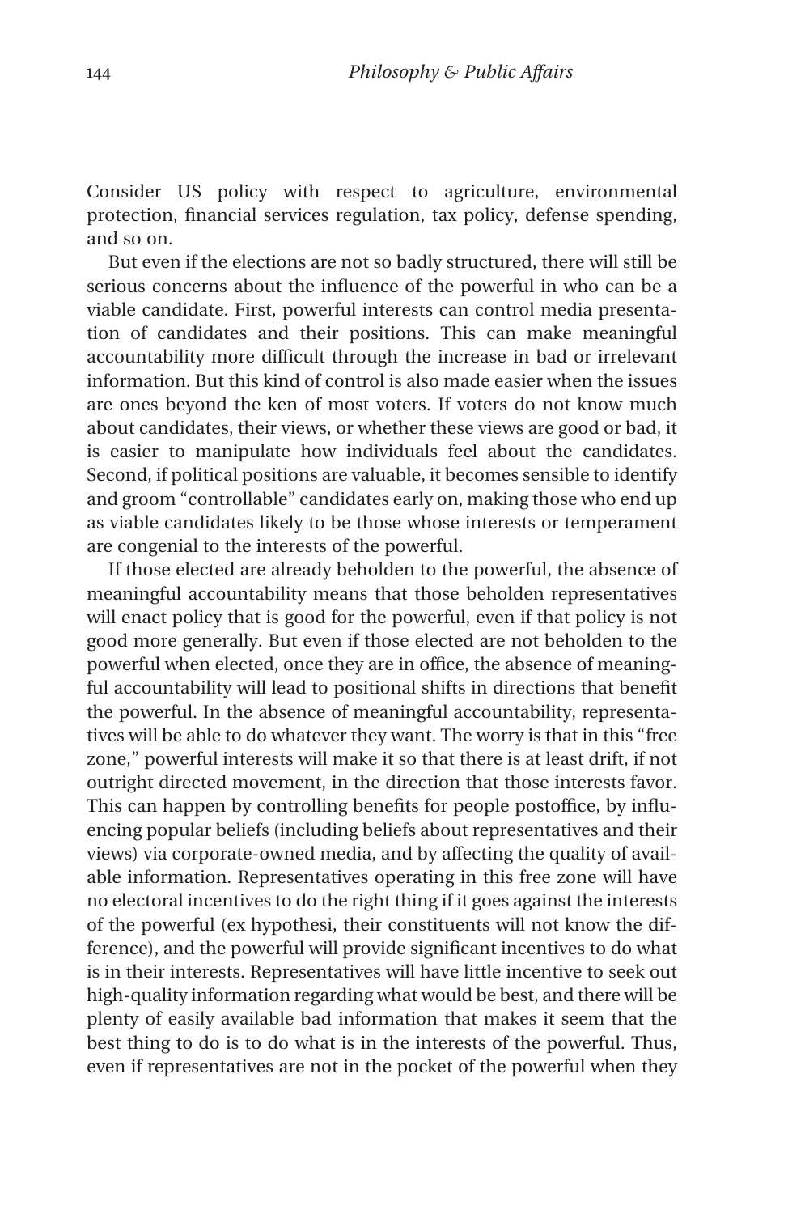Consider US policy with respect to agriculture, environmental protection, financial services regulation, tax policy, defense spending, and so on.

But even if the elections are not so badly structured, there will still be serious concerns about the influence of the powerful in who can be a viable candidate. First, powerful interests can control media presentation of candidates and their positions. This can make meaningful accountability more difficult through the increase in bad or irrelevant information. But this kind of control is also made easier when the issues are ones beyond the ken of most voters. If voters do not know much about candidates, their views, or whether these views are good or bad, it is easier to manipulate how individuals feel about the candidates. Second, if political positions are valuable, it becomes sensible to identify and groom "controllable" candidates early on, making those who end up as viable candidates likely to be those whose interests or temperament are congenial to the interests of the powerful.

If those elected are already beholden to the powerful, the absence of meaningful accountability means that those beholden representatives will enact policy that is good for the powerful, even if that policy is not good more generally. But even if those elected are not beholden to the powerful when elected, once they are in office, the absence of meaningful accountability will lead to positional shifts in directions that benefit the powerful. In the absence of meaningful accountability, representatives will be able to do whatever they want. The worry is that in this "free zone," powerful interests will make it so that there is at least drift, if not outright directed movement, in the direction that those interests favor. This can happen by controlling benefits for people postoffice, by influencing popular beliefs (including beliefs about representatives and their views) via corporate-owned media, and by affecting the quality of available information. Representatives operating in this free zone will have no electoral incentives to do the right thing if it goes against the interests of the powerful (ex hypothesi, their constituents will not know the difference), and the powerful will provide significant incentives to do what is in their interests. Representatives will have little incentive to seek out high-quality information regarding what would be best, and there will be plenty of easily available bad information that makes it seem that the best thing to do is to do what is in the interests of the powerful. Thus, even if representatives are not in the pocket of the powerful when they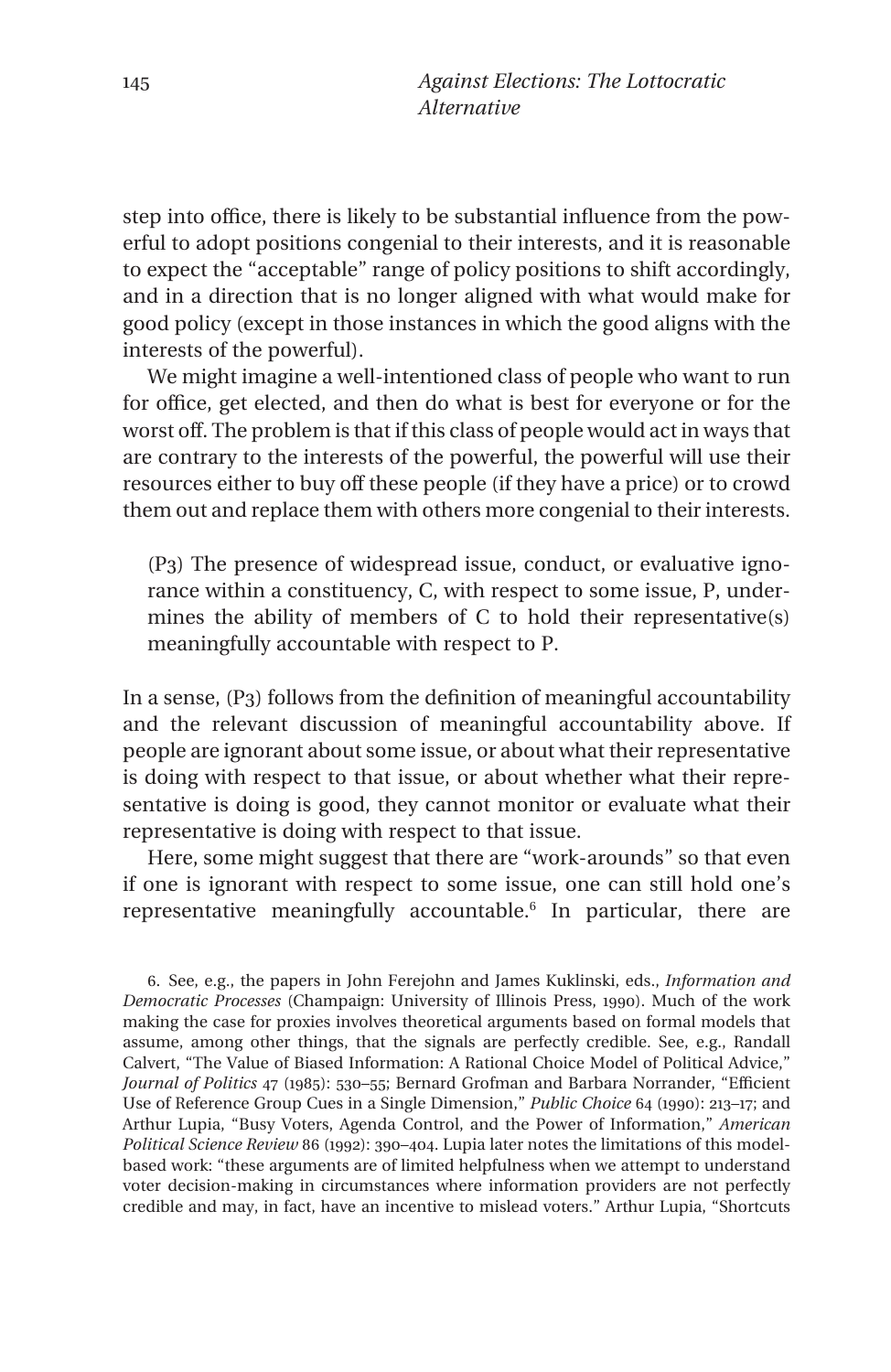step into office, there is likely to be substantial influence from the powerful to adopt positions congenial to their interests, and it is reasonable to expect the "acceptable" range of policy positions to shift accordingly, and in a direction that is no longer aligned with what would make for good policy (except in those instances in which the good aligns with the interests of the powerful).

We might imagine a well-intentioned class of people who want to run for office, get elected, and then do what is best for everyone or for the worst off. The problem is that if this class of people would act in ways that are contrary to the interests of the powerful, the powerful will use their resources either to buy off these people (if they have a price) or to crowd them out and replace them with others more congenial to their interests.

> (P3) The presence of widespread issue, conduct, or evaluative ignorance within a constituency, C, with respect to some issue, P, undermines the ability of members of C to hold their representative(s) meaningfully accountable with respect to P.

In a sense, (P3) follows from the definition of meaningful accountability and the relevant discussion of meaningful accountability above. If people are ignorant about some issue, or about what their representative is doing with respect to that issue, or about whether what their representative is doing is good, they cannot monitor or evaluate what their representative is doing with respect to that issue.

Here, some might suggest that there are "work-arounds" so that even if one is ignorant with respect to some issue, one can still hold one's representative meaningfully accountable.[6] In particular, there are

6. See, e.g., the papers in John Ferejohn and James Kuklinski, eds., *Information and Democratic Processes* (Champaign: University of Illinois Press, 1990). Much of the work making the case for proxies involves theoretical arguments based on formal models that assume, among other things, that the signals are perfectly credible. See, e.g., Randall Calvert, "The Value of Biased Information: A Rational Choice Model of Political Advice," *Journal of Politics* 47 (1985): 530–55; Bernard Grofman and Barbara Norrander, "Efficient Use of Reference Group Cues in a Single Dimension," *Public Choice* 64 (1990): 213–17; and Arthur Lupia, "Busy Voters, Agenda Control, and the Power of Information," *American Political Science Review* 86 (1992): 390–404. Lupia later notes the limitations of this model-based work: "these arguments are of limited helpfulness when we attempt to understand voter decision-making in circumstances where information providers are not perfectly credible and may, in fact, have an incentive to mislead voters." Arthur Lupia, "Shortcuts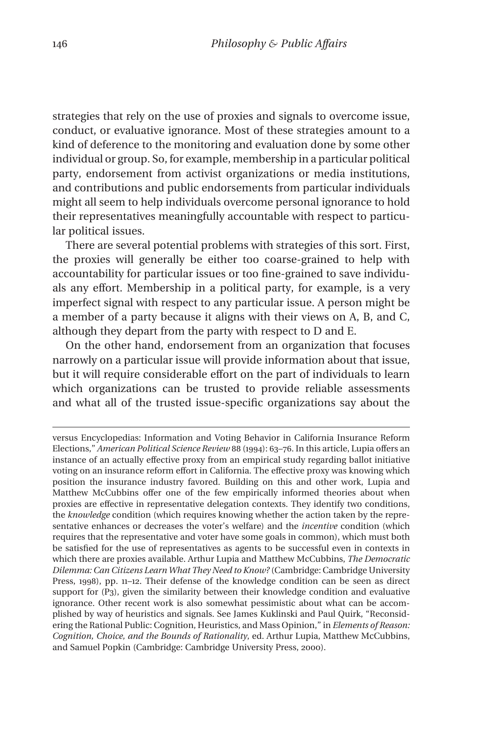strategies that rely on the use of proxies and signals to overcome issue, conduct, or evaluative ignorance. Most of these strategies amount to a kind of deference to the monitoring and evaluation done by some other individual or group. So, for example, membership in a particular political party, endorsement from activist organizations or media institutions, and contributions and public endorsements from particular individuals might all seem to help individuals overcome personal ignorance to hold their representatives meaningfully accountable with respect to particular political issues.

There are several potential problems with strategies of this sort. First, the proxies will generally be either too coarse-grained to help with accountability for particular issues or too fine-grained to save individuals any effort. Membership in a political party, for example, is a very imperfect signal with respect to any particular issue. A person might be a member of a party because it aligns with their views on A, B, and C, although they depart from the party with respect to D and E.

On the other hand, endorsement from an organization that focuses narrowly on a particular issue will provide information about that issue, but it will require considerable effort on the part of individuals to learn which organizations can be trusted to provide reliable assessments and what all of the trusted issue-specific organizations say about the

---

versus Encyclopedias: Information and Voting Behavior in California Insurance Reform Elections," *American Political Science Review* 88 (1994): 63–76. In this article, Lupia offers an instance of an actually effective proxy from an empirical study regarding ballot initiative voting on an insurance reform effort in California. The effective proxy was knowing which position the insurance industry favored. Building on this and other work, Lupia and Matthew McCubbins offer one of the few empirically informed theories about when proxies are effective in representative delegation contexts. They identify two conditions, the *knowledge* condition (which requires knowing whether the action taken by the representative enhances or decreases the voter's welfare) and the *incentive* condition (which requires that the representative and voter have some goals in common), which must both be satisfied for the use of representatives as agents to be successful even in contexts in which there are proxies available. Arthur Lupia and Matthew McCubbins, *The Democratic Dilemma: Can Citizens Learn What They Need to Know?* (Cambridge: Cambridge University Press, 1998), pp. 11–12. Their defense of the knowledge condition can be seen as direct support for (P3), given the similarity between their knowledge condition and evaluative ignorance. Other recent work is also somewhat pessimistic about what can be accomplished by way of heuristics and signals. See James Kuklinski and Paul Quirk, "Reconsidering the Rational Public: Cognition, Heuristics, and Mass Opinion," in *Elements of Reason: Cognition, Choice, and the Bounds of Rationality*, ed. Arthur Lupia, Matthew McCubbins, and Samuel Popkin (Cambridge: Cambridge University Press, 2000).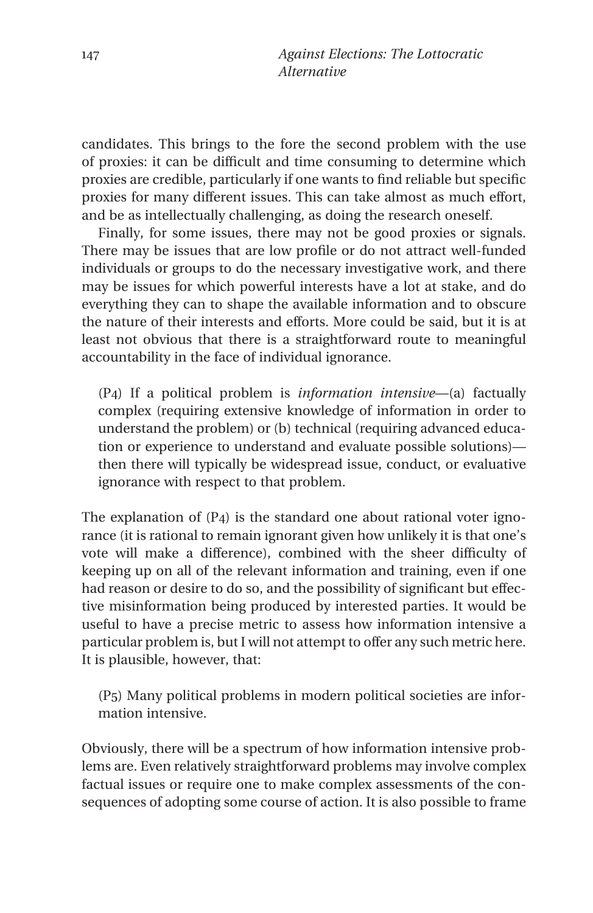candidates. This brings to the fore the second problem with the use of proxies: it can be difficult and time consuming to determine which proxies are credible, particularly if one wants to find reliable but specific proxies for many different issues. This can take almost as much effort, and be as intellectually challenging, as doing the research oneself.

Finally, for some issues, there may not be good proxies or signals. There may be issues that are low profile or do not attract well-funded individuals or groups to do the necessary investigative work, and there may be issues for which powerful interests have a lot at stake, and do everything they can to shape the available information and to obscure the nature of their interests and efforts. More could be said, but it is at least not obvious that there is a straightforward route to meaningful accountability in the face of individual ignorance.

> (P4) If a political problem is *information intensive*—(a) factually complex (requiring extensive knowledge of information in order to understand the problem) or (b) technical (requiring advanced education or experience to understand and evaluate possible solutions)—then there will typically be widespread issue, conduct, or evaluative ignorance with respect to that problem.

The explanation of (P4) is the standard one about rational voter ignorance (it is rational to remain ignorant given how unlikely it is that one's vote will make a difference), combined with the sheer difficulty of keeping up on all of the relevant information and training, even if one had reason or desire to do so, and the possibility of significant but effective misinformation being produced by interested parties. It would be useful to have a precise metric to assess how information intensive a particular problem is, but I will not attempt to offer any such metric here. It is plausible, however, that:

> (P5) Many political problems in modern political societies are information intensive.

Obviously, there will be a spectrum of how information intensive problems are. Even relatively straightforward problems may involve complex factual issues or require one to make complex assessments of the consequences of adopting some course of action. It is also possible to frame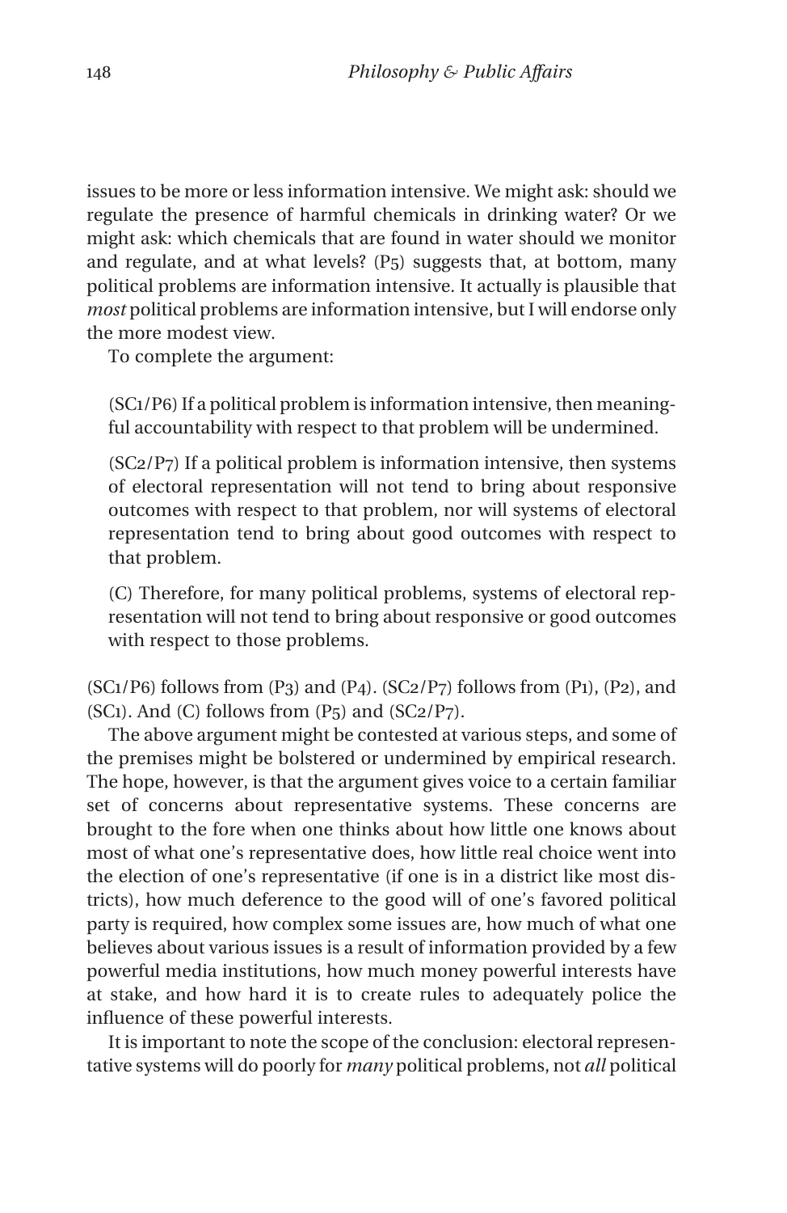issues to be more or less information intensive. We might ask: should we regulate the presence of harmful chemicals in drinking water? Or we might ask: which chemicals that are found in water should we monitor and regulate, and at what levels? (P5) suggests that, at bottom, many political problems are information intensive. It actually is plausible that *most* political problems are information intensive, but I will endorse only the more modest view.

To complete the argument:

> (SC1/P6) If a political problem is information intensive, then meaningful accountability with respect to that problem will be undermined.
>
> (SC2/P7) If a political problem is information intensive, then systems of electoral representation will not tend to bring about responsive outcomes with respect to that problem, nor will systems of electoral representation tend to bring about good outcomes with respect to that problem.
>
> (C) Therefore, for many political problems, systems of electoral representation will not tend to bring about responsive or good outcomes with respect to those problems.

(SC1/P6) follows from (P3) and (P4). (SC2/P7) follows from (P1), (P2), and (SC1). And (C) follows from (P5) and (SC2/P7).

The above argument might be contested at various steps, and some of the premises might be bolstered or undermined by empirical research. The hope, however, is that the argument gives voice to a certain familiar set of concerns about representative systems. These concerns are brought to the fore when one thinks about how little one knows about most of what one's representative does, how little real choice went into the election of one's representative (if one is in a district like most districts), how much deference to the good will of one's favored political party is required, how complex some issues are, how much of what one believes about various issues is a result of information provided by a few powerful media institutions, how much money powerful interests have at stake, and how hard it is to create rules to adequately police the influence of these powerful interests.

It is important to note the scope of the conclusion: electoral representative systems will do poorly for *many* political problems, not *all* political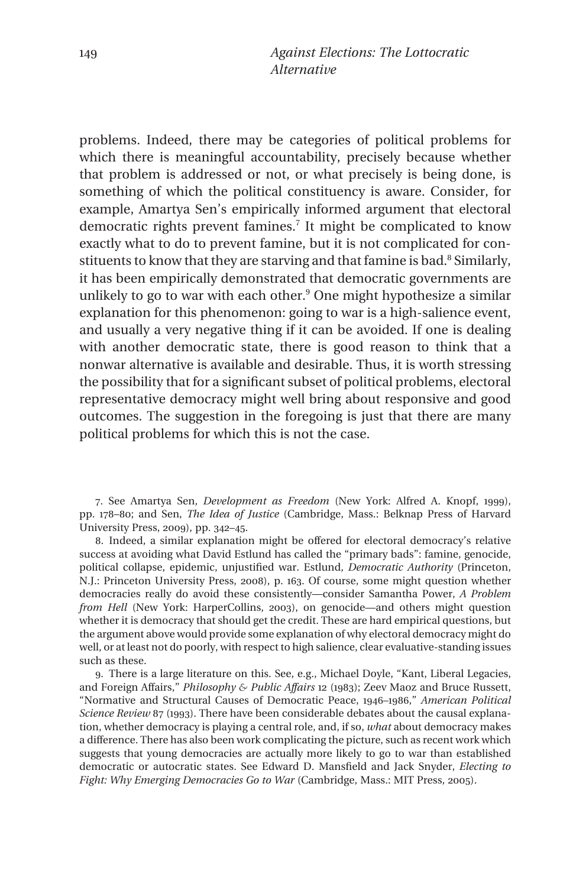problems. Indeed, there may be categories of political problems for which there is meaningful accountability, precisely because whether that problem is addressed or not, or what precisely is being done, is something of which the political constituency is aware. Consider, for example, Amartya Sen's empirically informed argument that electoral democratic rights prevent famines.[7] It might be complicated to know exactly what to do to prevent famine, but it is not complicated for constituents to know that they are starving and that famine is bad.[8] Similarly, it has been empirically demonstrated that democratic governments are unlikely to go to war with each other.[9] One might hypothesize a similar explanation for this phenomenon: going to war is a high-salience event, and usually a very negative thing if it can be avoided. If one is dealing with another democratic state, there is good reason to think that a nonwar alternative is available and desirable. Thus, it is worth stressing the possibility that for a significant subset of political problems, electoral representative democracy might well bring about responsive and good outcomes. The suggestion in the foregoing is just that there are many political problems for which this is not the case.

7. See Amartya Sen, *Development as Freedom* (New York: Alfred A. Knopf, 1999), pp. 178–80; and Sen, *The Idea of Justice* (Cambridge, Mass.: Belknap Press of Harvard University Press, 2009), pp. 342–45.

8. Indeed, a similar explanation might be offered for electoral democracy's relative success at avoiding what David Estlund has called the "primary bads": famine, genocide, political collapse, epidemic, unjustified war. Estlund, *Democratic Authority* (Princeton, N.J.: Princeton University Press, 2008), p. 163. Of course, some might question whether democracies really do avoid these consistently—consider Samantha Power, *A Problem from Hell* (New York: HarperCollins, 2003), on genocide—and others might question whether it is democracy that should get the credit. These are hard empirical questions, but the argument above would provide some explanation of why electoral democracy might do well, or at least not do poorly, with respect to high salience, clear evaluative-standing issues such as these.

9. There is a large literature on this. See, e.g., Michael Doyle, "Kant, Liberal Legacies, and Foreign Affairs," *Philosophy & Public Affairs* 12 (1983); Zeev Maoz and Bruce Russett, "Normative and Structural Causes of Democratic Peace, 1946–1986," *American Political Science Review* 87 (1993). There have been considerable debates about the causal explanation, whether democracy is playing a central role, and, if so, *what* about democracy makes a difference. There has also been work complicating the picture, such as recent work which suggests that young democracies are actually more likely to go to war than established democratic or autocratic states. See Edward D. Mansfield and Jack Snyder, *Electing to Fight: Why Emerging Democracies Go to War* (Cambridge, Mass.: MIT Press, 2005).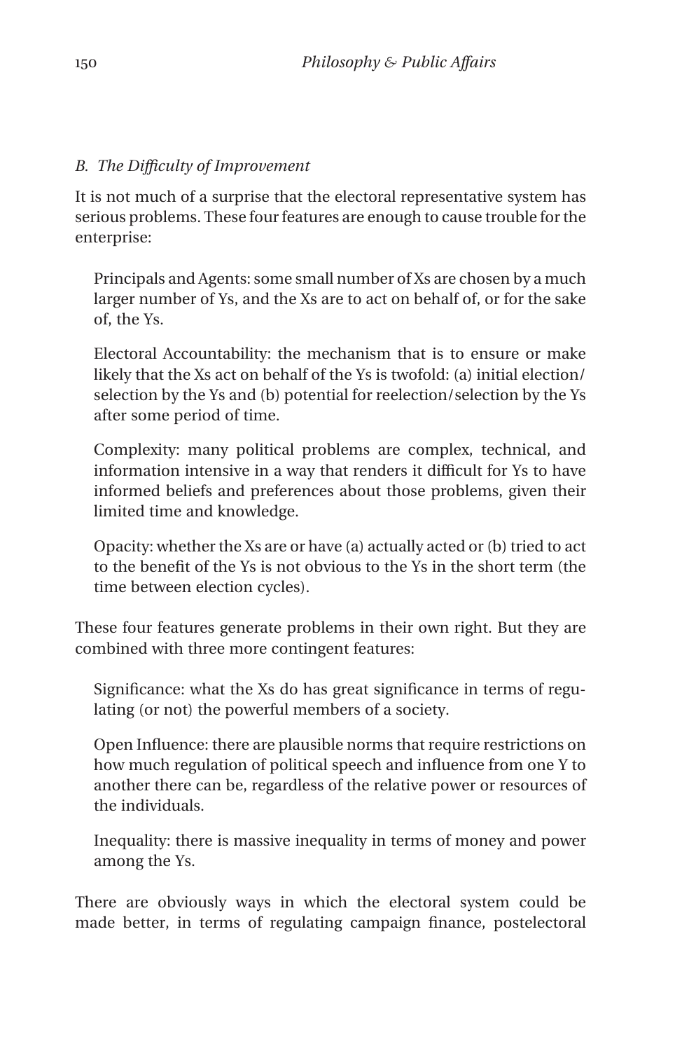### *B. The Difficulty of Improvement*

It is not much of a surprise that the electoral representative system has serious problems. These four features are enough to cause trouble for the enterprise:

> Principals and Agents: some small number of Xs are chosen by a much larger number of Ys, and the Xs are to act on behalf of, or for the sake of, the Ys.
>
> Electoral Accountability: the mechanism that is to ensure or make likely that the Xs act on behalf of the Ys is twofold: (a) initial election/selection by the Ys and (b) potential for reelection/selection by the Ys after some period of time.
>
> Complexity: many political problems are complex, technical, and information intensive in a way that renders it difficult for Ys to have informed beliefs and preferences about those problems, given their limited time and knowledge.
>
> Opacity: whether the Xs are or have (a) actually acted or (b) tried to act to the benefit of the Ys is not obvious to the Ys in the short term (the time between election cycles).

These four features generate problems in their own right. But they are combined with three more contingent features:

> Significance: what the Xs do has great significance in terms of regulating (or not) the powerful members of a society.
>
> Open Influence: there are plausible norms that require restrictions on how much regulation of political speech and influence from one Y to another there can be, regardless of the relative power or resources of the individuals.
>
> Inequality: there is massive inequality in terms of money and power among the Ys.

There are obviously ways in which the electoral system could be made better, in terms of regulating campaign finance, postelectoral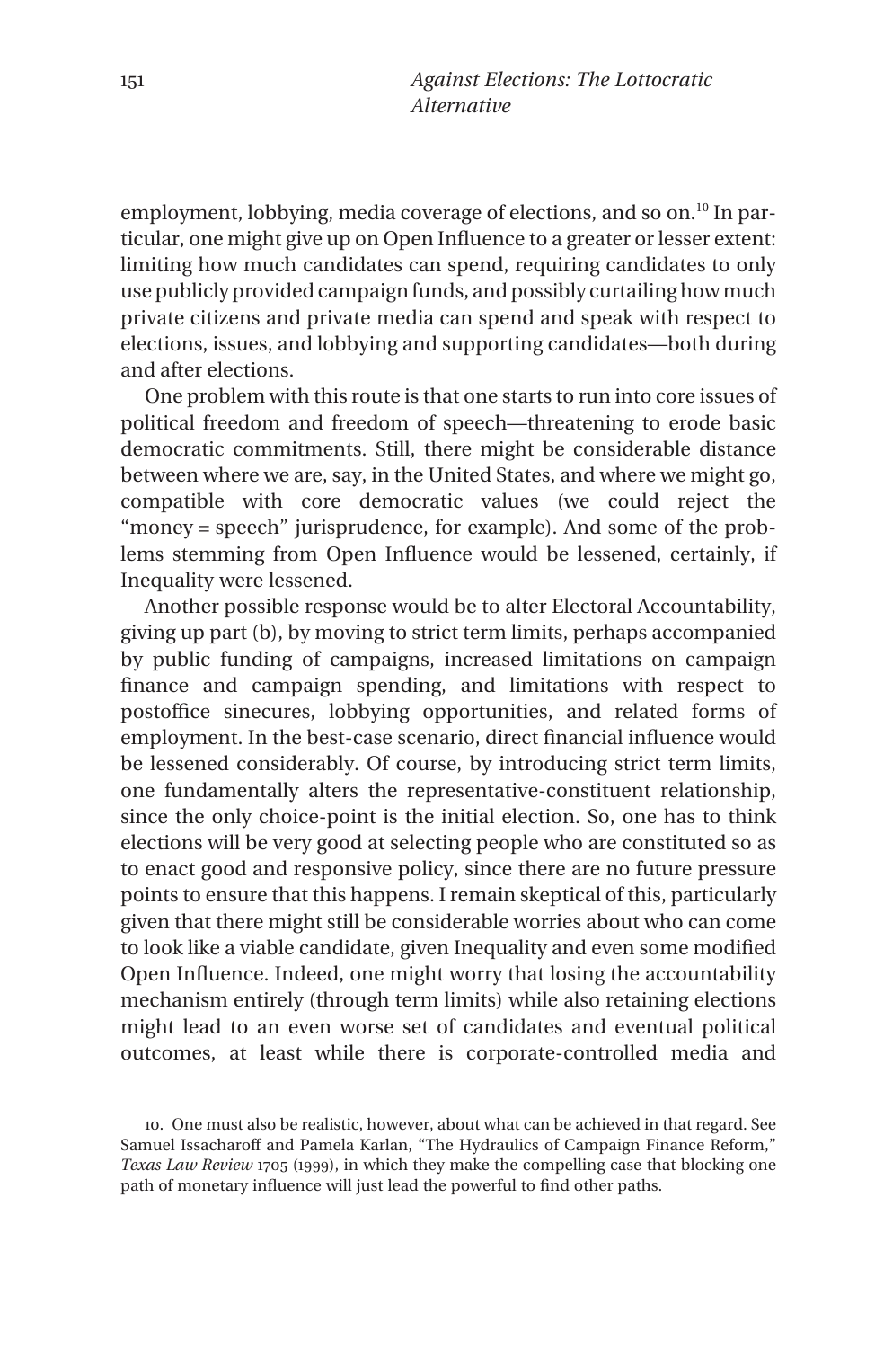employment, lobbying, media coverage of elections, and so on.[10] In particular, one might give up on Open Influence to a greater or lesser extent: limiting how much candidates can spend, requiring candidates to only use publicly provided campaign funds, and possibly curtailing how much private citizens and private media can spend and speak with respect to elections, issues, and lobbying and supporting candidates—both during and after elections.

One problem with this route is that one starts to run into core issues of political freedom and freedom of speech—threatening to erode basic democratic commitments. Still, there might be considerable distance between where we are, say, in the United States, and where we might go, compatible with core democratic values (we could reject the "money = speech" jurisprudence, for example). And some of the problems stemming from Open Influence would be lessened, certainly, if Inequality were lessened.

Another possible response would be to alter Electoral Accountability, giving up part (b), by moving to strict term limits, perhaps accompanied by public funding of campaigns, increased limitations on campaign finance and campaign spending, and limitations with respect to postoffice sinecures, lobbying opportunities, and related forms of employment. In the best-case scenario, direct financial influence would be lessened considerably. Of course, by introducing strict term limits, one fundamentally alters the representative-constituent relationship, since the only choice-point is the initial election. So, one has to think elections will be very good at selecting people who are constituted so as to enact good and responsive policy, since there are no future pressure points to ensure that this happens. I remain skeptical of this, particularly given that there might still be considerable worries about who can come to look like a viable candidate, given Inequality and even some modified Open Influence. Indeed, one might worry that losing the accountability mechanism entirely (through term limits) while also retaining elections might lead to an even worse set of candidates and eventual political outcomes, at least while there is corporate-controlled media and

10. One must also be realistic, however, about what can be achieved in that regard. See Samuel Issacharoff and Pamela Karlan, "The Hydraulics of Campaign Finance Reform," *Texas Law Review* 1705 (1999), in which they make the compelling case that blocking one path of monetary influence will just lead the powerful to find other paths.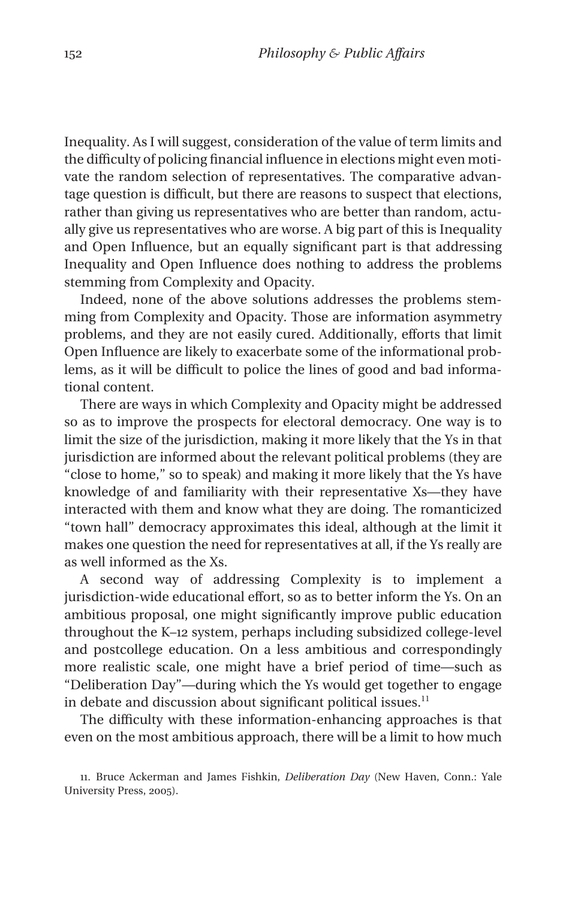Inequality. As I will suggest, consideration of the value of term limits and the difficulty of policing financial influence in elections might even motivate the random selection of representatives. The comparative advantage question is difficult, but there are reasons to suspect that elections, rather than giving us representatives who are better than random, actually give us representatives who are worse. A big part of this is Inequality and Open Influence, but an equally significant part is that addressing Inequality and Open Influence does nothing to address the problems stemming from Complexity and Opacity.

Indeed, none of the above solutions addresses the problems stemming from Complexity and Opacity. Those are information asymmetry problems, and they are not easily cured. Additionally, efforts that limit Open Influence are likely to exacerbate some of the informational problems, as it will be difficult to police the lines of good and bad informational content.

There are ways in which Complexity and Opacity might be addressed so as to improve the prospects for electoral democracy. One way is to limit the size of the jurisdiction, making it more likely that the Ys in that jurisdiction are informed about the relevant political problems (they are "close to home," so to speak) and making it more likely that the Ys have knowledge of and familiarity with their representative Xs—they have interacted with them and know what they are doing. The romanticized "town hall" democracy approximates this ideal, although at the limit it makes one question the need for representatives at all, if the Ys really are as well informed as the Xs.

A second way of addressing Complexity is to implement a jurisdiction-wide educational effort, so as to better inform the Ys. On an ambitious proposal, one might significantly improve public education throughout the K–12 system, perhaps including subsidized college-level and postcollege education. On a less ambitious and correspondingly more realistic scale, one might have a brief period of time—such as "Deliberation Day"—during which the Ys would get together to engage in debate and discussion about significant political issues.[11]

The difficulty with these information-enhancing approaches is that even on the most ambitious approach, there will be a limit to how much

11. Bruce Ackerman and James Fishkin, *Deliberation Day* (New Haven, Conn.: Yale University Press, 2005).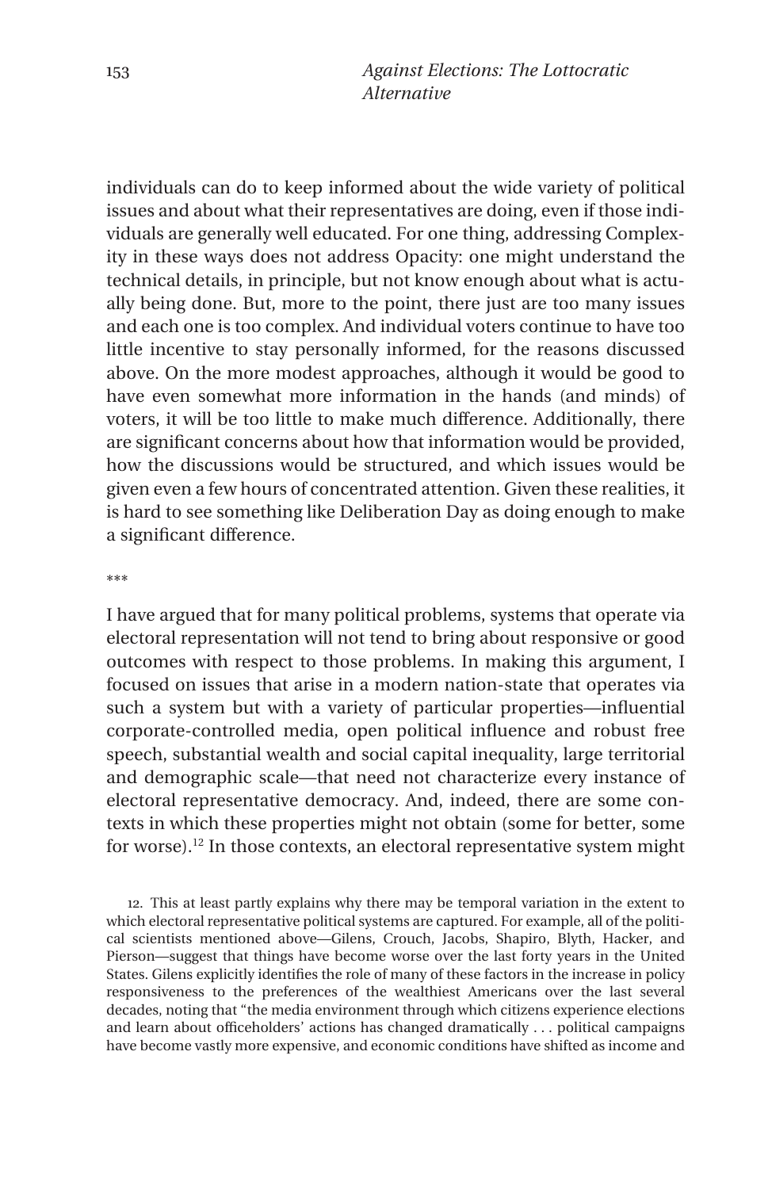individuals can do to keep informed about the wide variety of political issues and about what their representatives are doing, even if those individuals are generally well educated. For one thing, addressing Complexity in these ways does not address Opacity: one might understand the technical details, in principle, but not know enough about what is actually being done. But, more to the point, there just are too many issues and each one is too complex. And individual voters continue to have too little incentive to stay personally informed, for the reasons discussed above. On the more modest approaches, although it would be good to have even somewhat more information in the hands (and minds) of voters, it will be too little to make much difference. Additionally, there are significant concerns about how that information would be provided, how the discussions would be structured, and which issues would be given even a few hours of concentrated attention. Given these realities, it is hard to see something like Deliberation Day as doing enough to make a significant difference.

***

I have argued that for many political problems, systems that operate via electoral representation will not tend to bring about responsive or good outcomes with respect to those problems. In making this argument, I focused on issues that arise in a modern nation-state that operates via such a system but with a variety of particular properties—influential corporate-controlled media, open political influence and robust free speech, substantial wealth and social capital inequality, large territorial and demographic scale—that need not characterize every instance of electoral representative democracy. And, indeed, there are some contexts in which these properties might not obtain (some for better, some for worse).[12] In those contexts, an electoral representative system might

12. This at least partly explains why there may be temporal variation in the extent to which electoral representative political systems are captured. For example, all of the political scientists mentioned above—Gilens, Crouch, Jacobs, Shapiro, Blyth, Hacker, and Pierson—suggest that things have become worse over the last forty years in the United States. Gilens explicitly identifies the role of many of these factors in the increase in policy responsiveness to the preferences of the wealthiest Americans over the last several decades, noting that "the media environment through which citizens experience elections and learn about officeholders' actions has changed dramatically . . . political campaigns have become vastly more expensive, and economic conditions have shifted as income and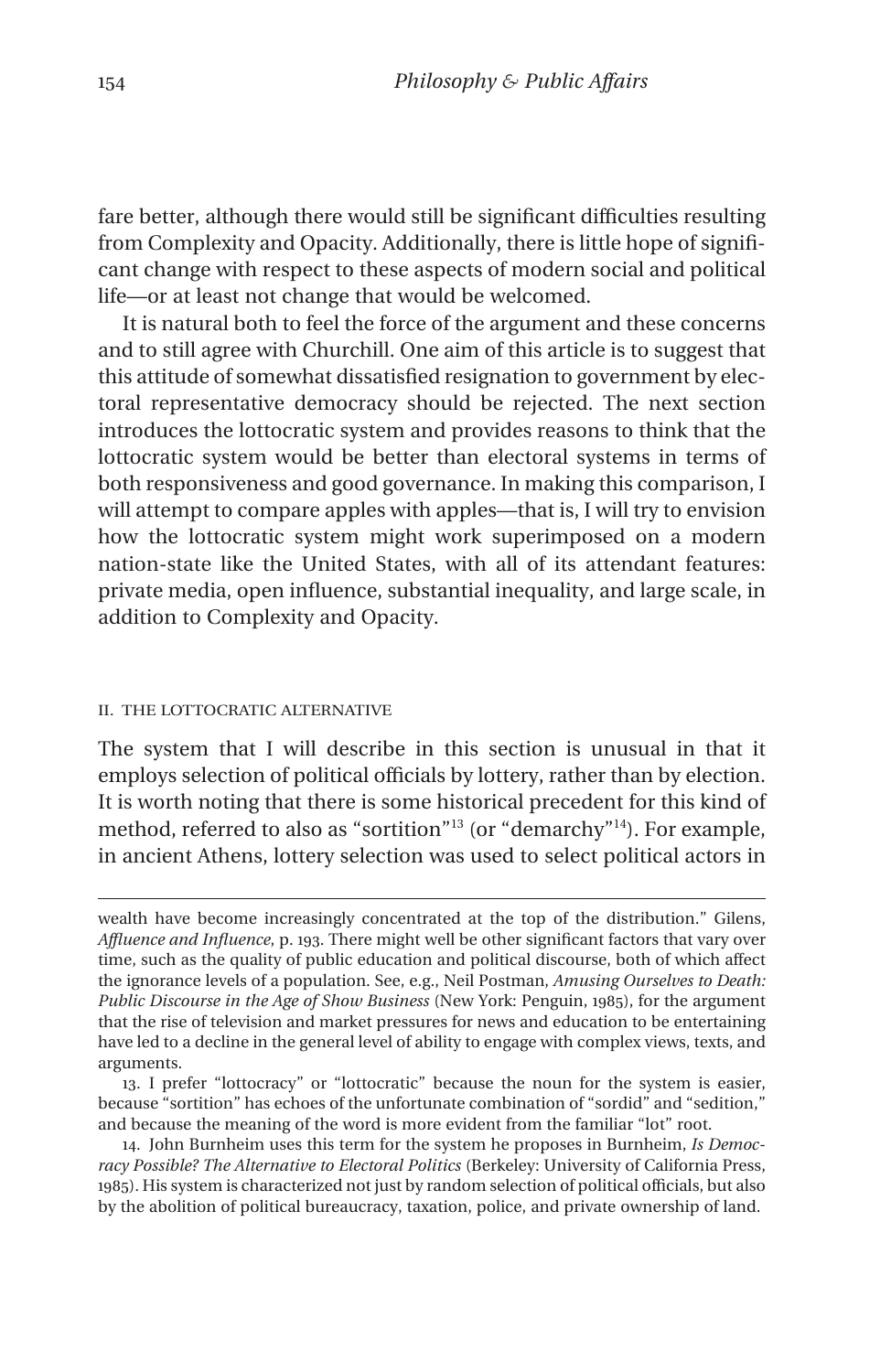fare better, although there would still be significant difficulties resulting from Complexity and Opacity. Additionally, there is little hope of significant change with respect to these aspects of modern social and political life—or at least not change that would be welcomed.

It is natural both to feel the force of the argument and these concerns and to still agree with Churchill. One aim of this article is to suggest that this attitude of somewhat dissatisfied resignation to government by electoral representative democracy should be rejected. The next section introduces the lottocratic system and provides reasons to think that the lottocratic system would be better than electoral systems in terms of both responsiveness and good governance. In making this comparison, I will attempt to compare apples with apples—that is, I will try to envision how the lottocratic system might work superimposed on a modern nation-state like the United States, with all of its attendant features: private media, open influence, substantial inequality, and large scale, in addition to Complexity and Opacity.

## II. The Lottocratic Alternative

The system that I will describe in this section is unusual in that it employs selection of political officials by lottery, rather than by election. It is worth noting that there is some historical precedent for this kind of method, referred to also as "sortition"[13] (or "demarchy"[14]). For example, in ancient Athens, lottery selection was used to select political actors in

---

wealth have become increasingly concentrated at the top of the distribution." Gilens, *Affluence and Influence*, p. 193. There might well be other significant factors that vary over time, such as the quality of public education and political discourse, both of which affect the ignorance levels of a population. See, e.g., Neil Postman, *Amusing Ourselves to Death: Public Discourse in the Age of Show Business* (New York: Penguin, 1985), for the argument that the rise of television and market pressures for news and education to be entertaining have led to a decline in the general level of ability to engage with complex views, texts, and arguments.

13. I prefer "lottocracy" or "lottocratic" because the noun for the system is easier, because "sortition" has echoes of the unfortunate combination of "sordid" and "sedition," and because the meaning of the word is more evident from the familiar "lot" root.

14. John Burnheim uses this term for the system he proposes in Burnheim, *Is Democracy Possible? The Alternative to Electoral Politics* (Berkeley: University of California Press, 1985). His system is characterized not just by random selection of political officials, but also by the abolition of political bureaucracy, taxation, police, and private ownership of land.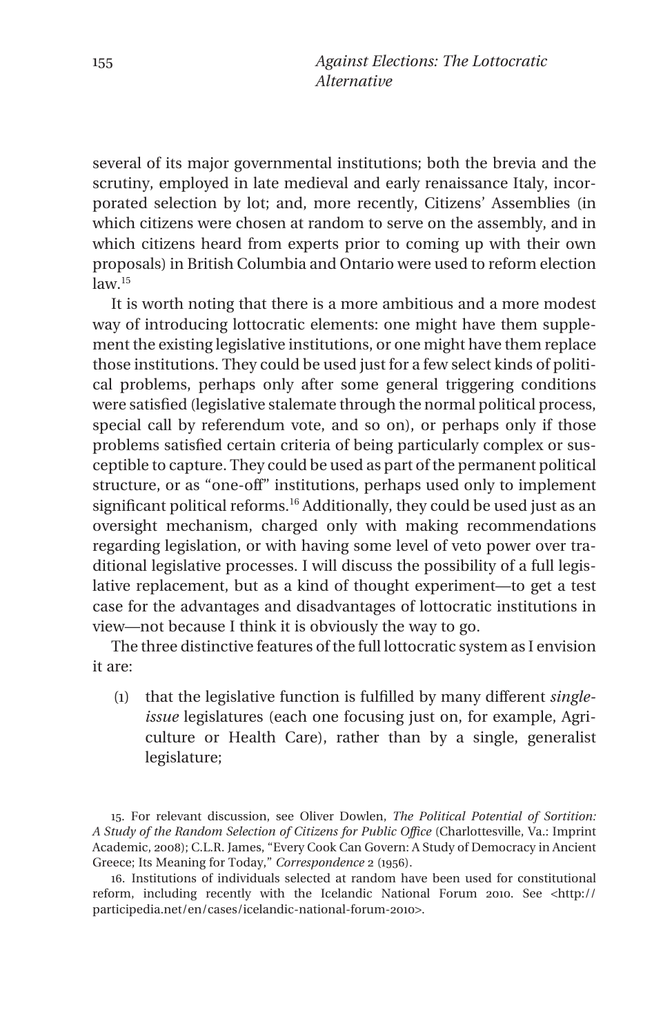several of its major governmental institutions; both the brevia and the scrutiny, employed in late medieval and early renaissance Italy, incorporated selection by lot; and, more recently, Citizens' Assemblies (in which citizens were chosen at random to serve on the assembly, and in which citizens heard from experts prior to coming up with their own proposals) in British Columbia and Ontario were used to reform election law.[15]

It is worth noting that there is a more ambitious and a more modest way of introducing lottocratic elements: one might have them supplement the existing legislative institutions, or one might have them replace those institutions. They could be used just for a few select kinds of political problems, perhaps only after some general triggering conditions were satisfied (legislative stalemate through the normal political process, special call by referendum vote, and so on), or perhaps only if those problems satisfied certain criteria of being particularly complex or susceptible to capture. They could be used as part of the permanent political structure, or as "one-off" institutions, perhaps used only to implement significant political reforms.[16] Additionally, they could be used just as an oversight mechanism, charged only with making recommendations regarding legislation, or with having some level of veto power over traditional legislative processes. I will discuss the possibility of a full legislative replacement, but as a kind of thought experiment—to get a test case for the advantages and disadvantages of lottocratic institutions in view—not because I think it is obviously the way to go.

The three distinctive features of the full lottocratic system as I envision it are:

(1) that the legislative function is fulfilled by many different *single-issue* legislatures (each one focusing just on, for example, Agriculture or Health Care), rather than by a single, generalist legislature;

15. For relevant discussion, see Oliver Dowlen, *The Political Potential of Sortition: A Study of the Random Selection of Citizens for Public Office* (Charlottesville, Va.: Imprint Academic, 2008); C.L.R. James, "Every Cook Can Govern: A Study of Democracy in Ancient Greece; Its Meaning for Today," *Correspondence* 2 (1956).

16. Institutions of individuals selected at random have been used for constitutional reform, including recently with the Icelandic National Forum 2010. See <http://participedia.net/en/cases/icelandic-national-forum-2010>.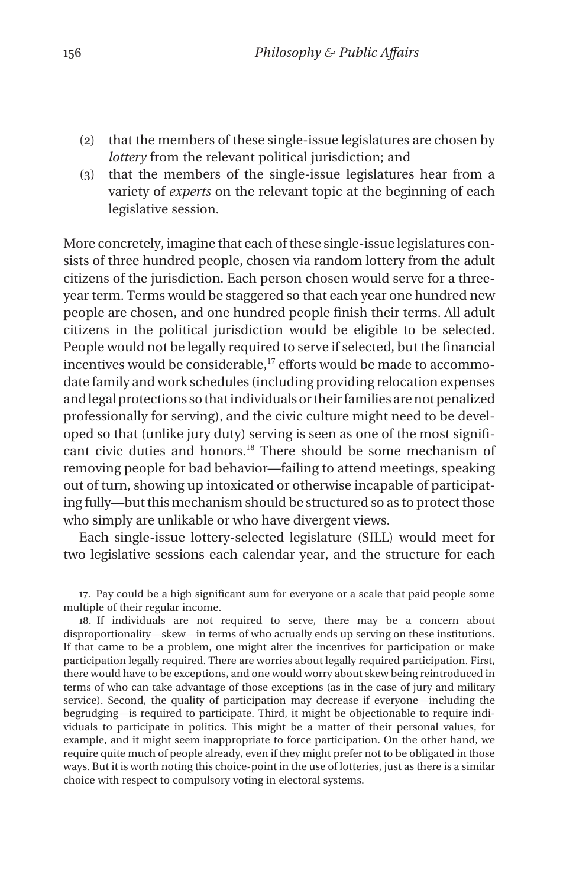(2) that the members of these single-issue legislatures are chosen by *lottery* from the relevant political jurisdiction; and
(3) that the members of the single-issue legislatures hear from a variety of *experts* on the relevant topic at the beginning of each legislative session.

More concretely, imagine that each of these single-issue legislatures consists of three hundred people, chosen via random lottery from the adult citizens of the jurisdiction. Each person chosen would serve for a three-year term. Terms would be staggered so that each year one hundred new people are chosen, and one hundred people finish their terms. All adult citizens in the political jurisdiction would be eligible to be selected. People would not be legally required to serve if selected, but the financial incentives would be considerable,[17] efforts would be made to accommodate family and work schedules (including providing relocation expenses and legal protections so that individuals or their families are not penalized professionally for serving), and the civic culture might need to be developed so that (unlike jury duty) serving is seen as one of the most significant civic duties and honors.[18] There should be some mechanism of removing people for bad behavior—failing to attend meetings, speaking out of turn, showing up intoxicated or otherwise incapable of participating fully—but this mechanism should be structured so as to protect those who simply are unlikable or who have divergent views.

Each single-issue lottery-selected legislature (SILL) would meet for two legislative sessions each calendar year, and the structure for each

17. Pay could be a high significant sum for everyone or a scale that paid people some multiple of their regular income.

18. If individuals are not required to serve, there may be a concern about disproportionality—skew—in terms of who actually ends up serving on these institutions. If that came to be a problem, one might alter the incentives for participation or make participation legally required. There are worries about legally required participation. First, there would have to be exceptions, and one would worry about skew being reintroduced in terms of who can take advantage of those exceptions (as in the case of jury and military service). Second, the quality of participation may decrease if everyone—including the begrudging—is required to participate. Third, it might be objectionable to require individuals to participate in politics. This might be a matter of their personal values, for example, and it might seem inappropriate to force participation. On the other hand, we require quite much of people already, even if they might prefer not to be obligated in those ways. But it is worth noting this choice-point in the use of lotteries, just as there is a similar choice with respect to compulsory voting in electoral systems.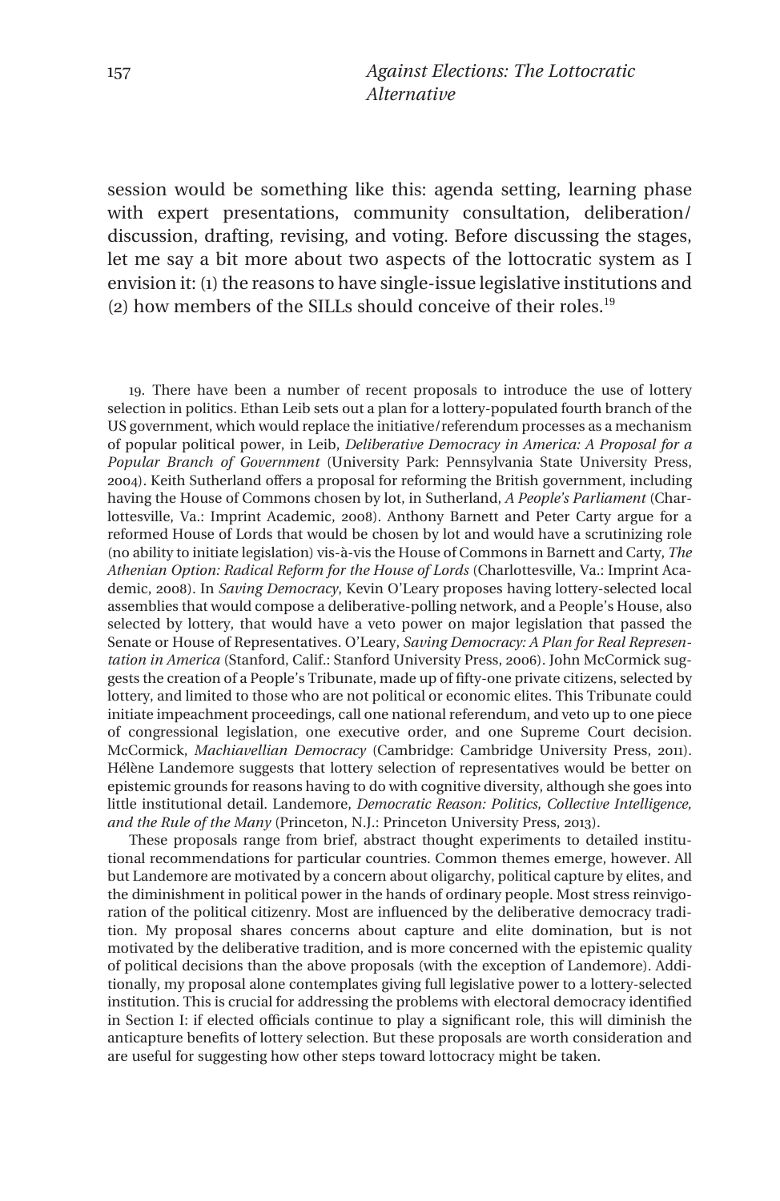session would be something like this: agenda setting, learning phase with expert presentations, community consultation, deliberation/discussion, drafting, revising, and voting. Before discussing the stages, let me say a bit more about two aspects of the lottocratic system as I envision it: (1) the reasons to have single-issue legislative institutions and (2) how members of the SILLs should conceive of their roles.[19]

19. There have been a number of recent proposals to introduce the use of lottery selection in politics. Ethan Leib sets out a plan for a lottery-populated fourth branch of the US government, which would replace the initiative/referendum processes as a mechanism of popular political power, in Leib, *Deliberative Democracy in America: A Proposal for a Popular Branch of Government* (University Park: Pennsylvania State University Press, 2004). Keith Sutherland offers a proposal for reforming the British government, including having the House of Commons chosen by lot, in Sutherland, *A People's Parliament* (Charlottesville, Va.: Imprint Academic, 2008). Anthony Barnett and Peter Carty argue for a reformed House of Lords that would be chosen by lot and would have a scrutinizing role (no ability to initiate legislation) vis-à-vis the House of Commons in Barnett and Carty, *The Athenian Option: Radical Reform for the House of Lords* (Charlottesville, Va.: Imprint Academic, 2008). In *Saving Democracy*, Kevin O'Leary proposes having lottery-selected local assemblies that would compose a deliberative-polling network, and a People's House, also selected by lottery, that would have a veto power on major legislation that passed the Senate or House of Representatives. O'Leary, *Saving Democracy: A Plan for Real Representation in America* (Stanford, Calif.: Stanford University Press, 2006). John McCormick suggests the creation of a People's Tribunate, made up of fifty-one private citizens, selected by lottery, and limited to those who are not political or economic elites. This Tribunate could initiate impeachment proceedings, call one national referendum, and veto up to one piece of congressional legislation, one executive order, and one Supreme Court decision. McCormick, *Machiavellian Democracy* (Cambridge: Cambridge University Press, 2011). Hélène Landemore suggests that lottery selection of representatives would be better on epistemic grounds for reasons having to do with cognitive diversity, although she goes into little institutional detail. Landemore, *Democratic Reason: Politics, Collective Intelligence, and the Rule of the Many* (Princeton, N.J.: Princeton University Press, 2013).

These proposals range from brief, abstract thought experiments to detailed institutional recommendations for particular countries. Common themes emerge, however. All but Landemore are motivated by a concern about oligarchy, political capture by elites, and the diminishment in political power in the hands of ordinary people. Most stress reinvigoration of the political citizenry. Most are influenced by the deliberative democracy tradition. My proposal shares concerns about capture and elite domination, but is not motivated by the deliberative tradition, and is more concerned with the epistemic quality of political decisions than the above proposals (with the exception of Landemore). Additionally, my proposal alone contemplates giving full legislative power to a lottery-selected institution. This is crucial for addressing the problems with electoral democracy identified in Section I: if elected officials continue to play a significant role, this will diminish the anticapture benefits of lottery selection. But these proposals are worth consideration and are useful for suggesting how other steps toward lottocracy might be taken.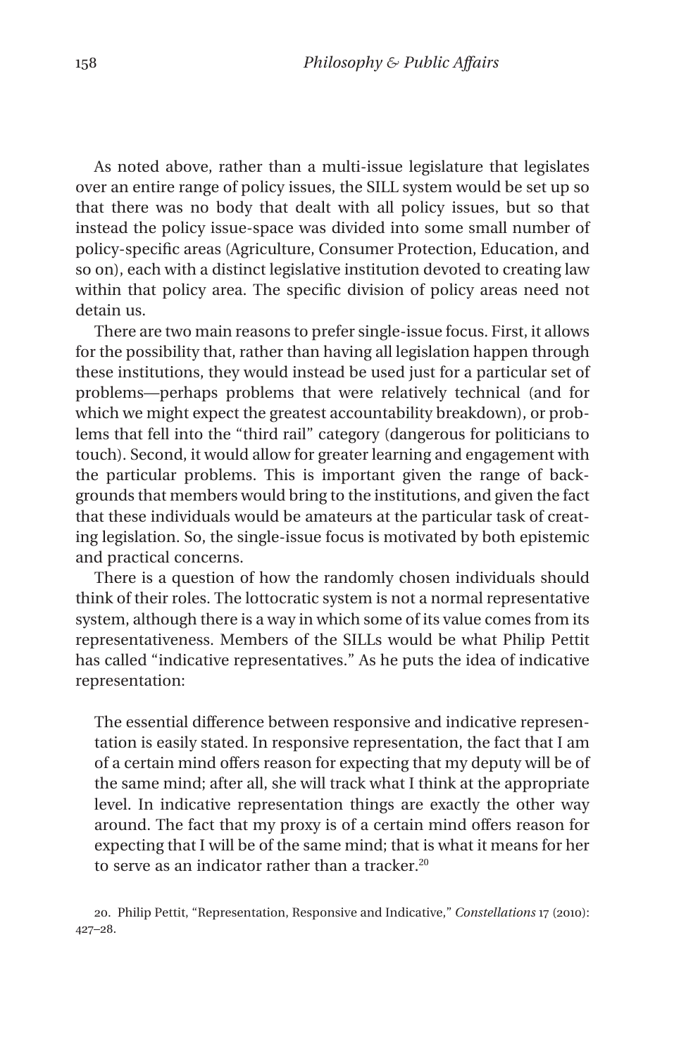As noted above, rather than a multi-issue legislature that legislates over an entire range of policy issues, the SILL system would be set up so that there was no body that dealt with all policy issues, but so that instead the policy issue-space was divided into some small number of policy-specific areas (Agriculture, Consumer Protection, Education, and so on), each with a distinct legislative institution devoted to creating law within that policy area. The specific division of policy areas need not detain us.

There are two main reasons to prefer single-issue focus. First, it allows for the possibility that, rather than having all legislation happen through these institutions, they would instead be used just for a particular set of problems—perhaps problems that were relatively technical (and for which we might expect the greatest accountability breakdown), or problems that fell into the "third rail" category (dangerous for politicians to touch). Second, it would allow for greater learning and engagement with the particular problems. This is important given the range of backgrounds that members would bring to the institutions, and given the fact that these individuals would be amateurs at the particular task of creating legislation. So, the single-issue focus is motivated by both epistemic and practical concerns.

There is a question of how the randomly chosen individuals should think of their roles. The lottocratic system is not a normal representative system, although there is a way in which some of its value comes from its representativeness. Members of the SILLs would be what Philip Pettit has called "indicative representatives." As he puts the idea of indicative representation:

> The essential difference between responsive and indicative representation is easily stated. In responsive representation, the fact that I am of a certain mind offers reason for expecting that my deputy will be of the same mind; after all, she will track what I think at the appropriate level. In indicative representation things are exactly the other way around. The fact that my proxy is of a certain mind offers reason for expecting that I will be of the same mind; that is what it means for her to serve as an indicator rather than a tracker.[20]

20. Philip Pettit, "Representation, Responsive and Indicative," *Constellations* 17 (2010): 427–28.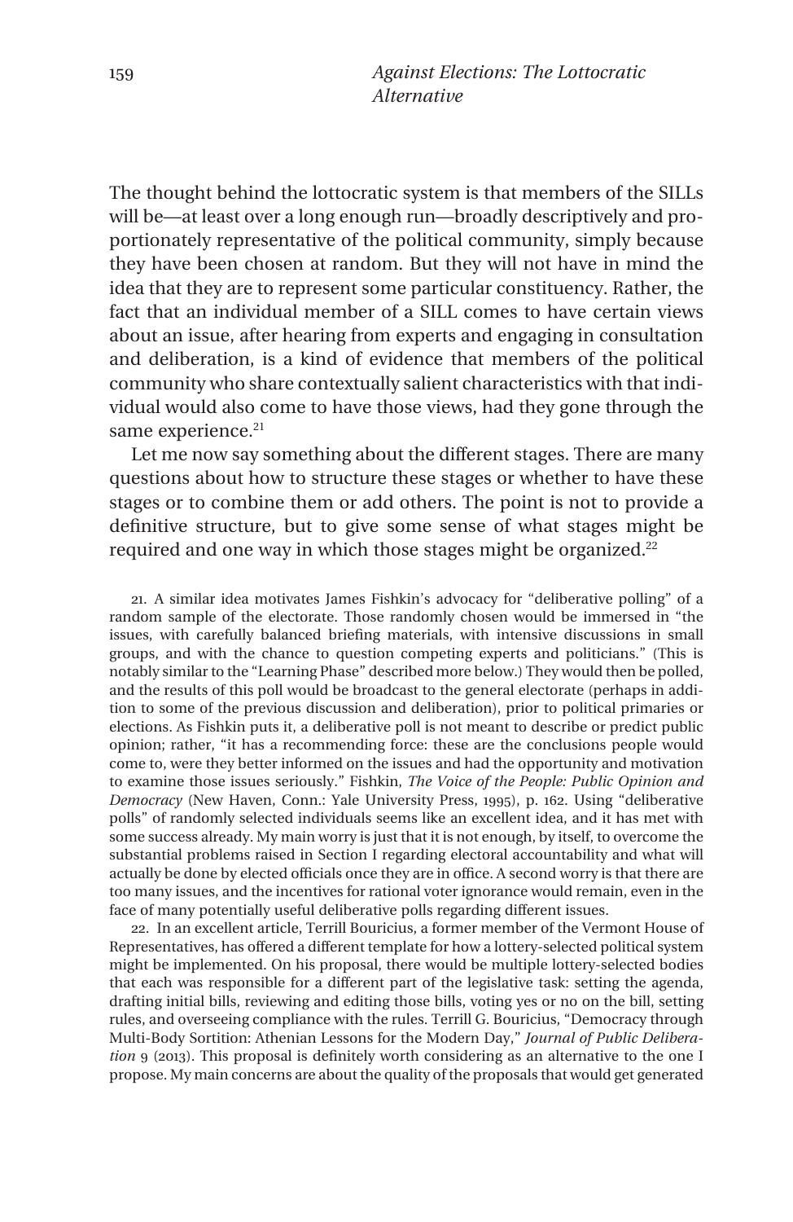The thought behind the lottocratic system is that members of the SILLs will be—at least over a long enough run—broadly descriptively and proportionately representative of the political community, simply because they have been chosen at random. But they will not have in mind the idea that they are to represent some particular constituency. Rather, the fact that an individual member of a SILL comes to have certain views about an issue, after hearing from experts and engaging in consultation and deliberation, is a kind of evidence that members of the political community who share contextually salient characteristics with that individual would also come to have those views, had they gone through the same experience.[21]

Let me now say something about the different stages. There are many questions about how to structure these stages or whether to have these stages or to combine them or add others. The point is not to provide a definitive structure, but to give some sense of what stages might be required and one way in which those stages might be organized.[22]

21. A similar idea motivates James Fishkin's advocacy for "deliberative polling" of a random sample of the electorate. Those randomly chosen would be immersed in "the issues, with carefully balanced briefing materials, with intensive discussions in small groups, and with the chance to question competing experts and politicians." (This is notably similar to the "Learning Phase" described more below.) They would then be polled, and the results of this poll would be broadcast to the general electorate (perhaps in addition to some of the previous discussion and deliberation), prior to political primaries or elections. As Fishkin puts it, a deliberative poll is not meant to describe or predict public opinion; rather, "it has a recommending force: these are the conclusions people would come to, were they better informed on the issues and had the opportunity and motivation to examine those issues seriously." Fishkin, *The Voice of the People: Public Opinion and Democracy* (New Haven, Conn.: Yale University Press, 1995), p. 162. Using "deliberative polls" of randomly selected individuals seems like an excellent idea, and it has met with some success already. My main worry is just that it is not enough, by itself, to overcome the substantial problems raised in Section I regarding electoral accountability and what will actually be done by elected officials once they are in office. A second worry is that there are too many issues, and the incentives for rational voter ignorance would remain, even in the face of many potentially useful deliberative polls regarding different issues.

22. In an excellent article, Terrill Bouricius, a former member of the Vermont House of Representatives, has offered a different template for how a lottery-selected political system might be implemented. On his proposal, there would be multiple lottery-selected bodies that each was responsible for a different part of the legislative task: setting the agenda, drafting initial bills, reviewing and editing those bills, voting yes or no on the bill, setting rules, and overseeing compliance with the rules. Terrill G. Bouricius, "Democracy through Multi-Body Sortition: Athenian Lessons for the Modern Day," *Journal of Public Deliberation* 9 (2013). This proposal is definitely worth considering as an alternative to the one I propose. My main concerns are about the quality of the proposals that would get generated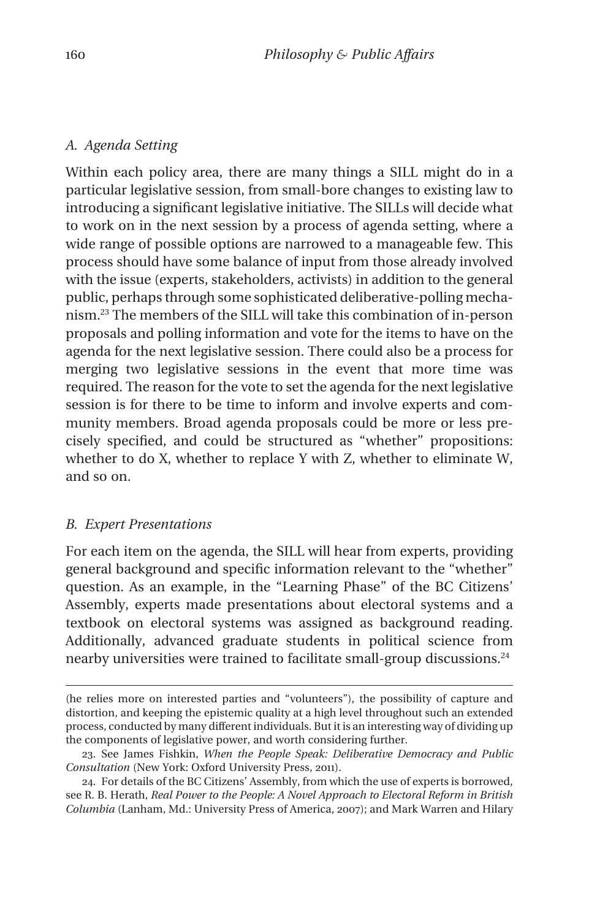### A. Agenda Setting

Within each policy area, there are many things a SILL might do in a particular legislative session, from small-bore changes to existing law to introducing a significant legislative initiative. The SILLs will decide what to work on in the next session by a process of agenda setting, where a wide range of possible options are narrowed to a manageable few. This process should have some balance of input from those already involved with the issue (experts, stakeholders, activists) in addition to the general public, perhaps through some sophisticated deliberative-polling mechanism.[23] The members of the SILL will take this combination of in-person proposals and polling information and vote for the items to have on the agenda for the next legislative session. There could also be a process for merging two legislative sessions in the event that more time was required. The reason for the vote to set the agenda for the next legislative session is for there to be time to inform and involve experts and community members. Broad agenda proposals could be more or less precisely specified, and could be structured as "whether" propositions: whether to do X, whether to replace Y with Z, whether to eliminate W, and so on.

### B. Expert Presentations

For each item on the agenda, the SILL will hear from experts, providing general background and specific information relevant to the "whether" question. As an example, in the "Learning Phase" of the BC Citizens' Assembly, experts made presentations about electoral systems and a textbook on electoral systems was assigned as background reading. Additionally, advanced graduate students in political science from nearby universities were trained to facilitate small-group discussions.[24]

---

(he relies more on interested parties and "volunteers"), the possibility of capture and distortion, and keeping the epistemic quality at a high level throughout such an extended process, conducted by many different individuals. But it is an interesting way of dividing up the components of legislative power, and worth considering further.

23. See James Fishkin, *When the People Speak: Deliberative Democracy and Public Consultation* (New York: Oxford University Press, 2011).

24. For details of the BC Citizens' Assembly, from which the use of experts is borrowed, see R. B. Herath, *Real Power to the People: A Novel Approach to Electoral Reform in British Columbia* (Lanham, Md.: University Press of America, 2007); and Mark Warren and Hilary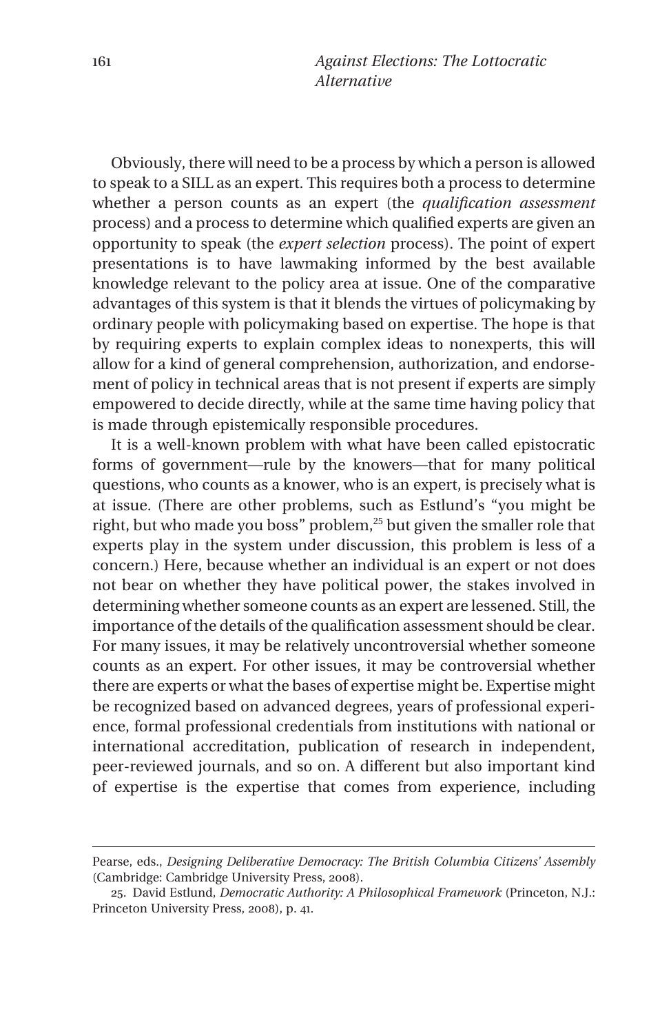Obviously, there will need to be a process by which a person is allowed to speak to a SILL as an expert. This requires both a process to determine whether a person counts as an expert (the *qualification assessment* process) and a process to determine which qualified experts are given an opportunity to speak (the *expert selection* process). The point of expert presentations is to have lawmaking informed by the best available knowledge relevant to the policy area at issue. One of the comparative advantages of this system is that it blends the virtues of policymaking by ordinary people with policymaking based on expertise. The hope is that by requiring experts to explain complex ideas to nonexperts, this will allow for a kind of general comprehension, authorization, and endorsement of policy in technical areas that is not present if experts are simply empowered to decide directly, while at the same time having policy that is made through epistemically responsible procedures.

It is a well-known problem with what have been called epistocratic forms of government—rule by the knowers—that for many political questions, who counts as a knower, who is an expert, is precisely what is at issue. (There are other problems, such as Estlund's "you might be right, but who made you boss" problem,[25] but given the smaller role that experts play in the system under discussion, this problem is less of a concern.) Here, because whether an individual is an expert or not does not bear on whether they have political power, the stakes involved in determining whether someone counts as an expert are lessened. Still, the importance of the details of the qualification assessment should be clear. For many issues, it may be relatively uncontroversial whether someone counts as an expert. For other issues, it may be controversial whether there are experts or what the bases of expertise might be. Expertise might be recognized based on advanced degrees, years of professional experience, formal professional credentials from institutions with national or international accreditation, publication of research in independent, peer-reviewed journals, and so on. A different but also important kind of expertise is the expertise that comes from experience, including

---

Pearse, eds., *Designing Deliberative Democracy: The British Columbia Citizens' Assembly* (Cambridge: Cambridge University Press, 2008).

25. David Estlund, *Democratic Authority: A Philosophical Framework* (Princeton, N.J.: Princeton University Press, 2008), p. 41.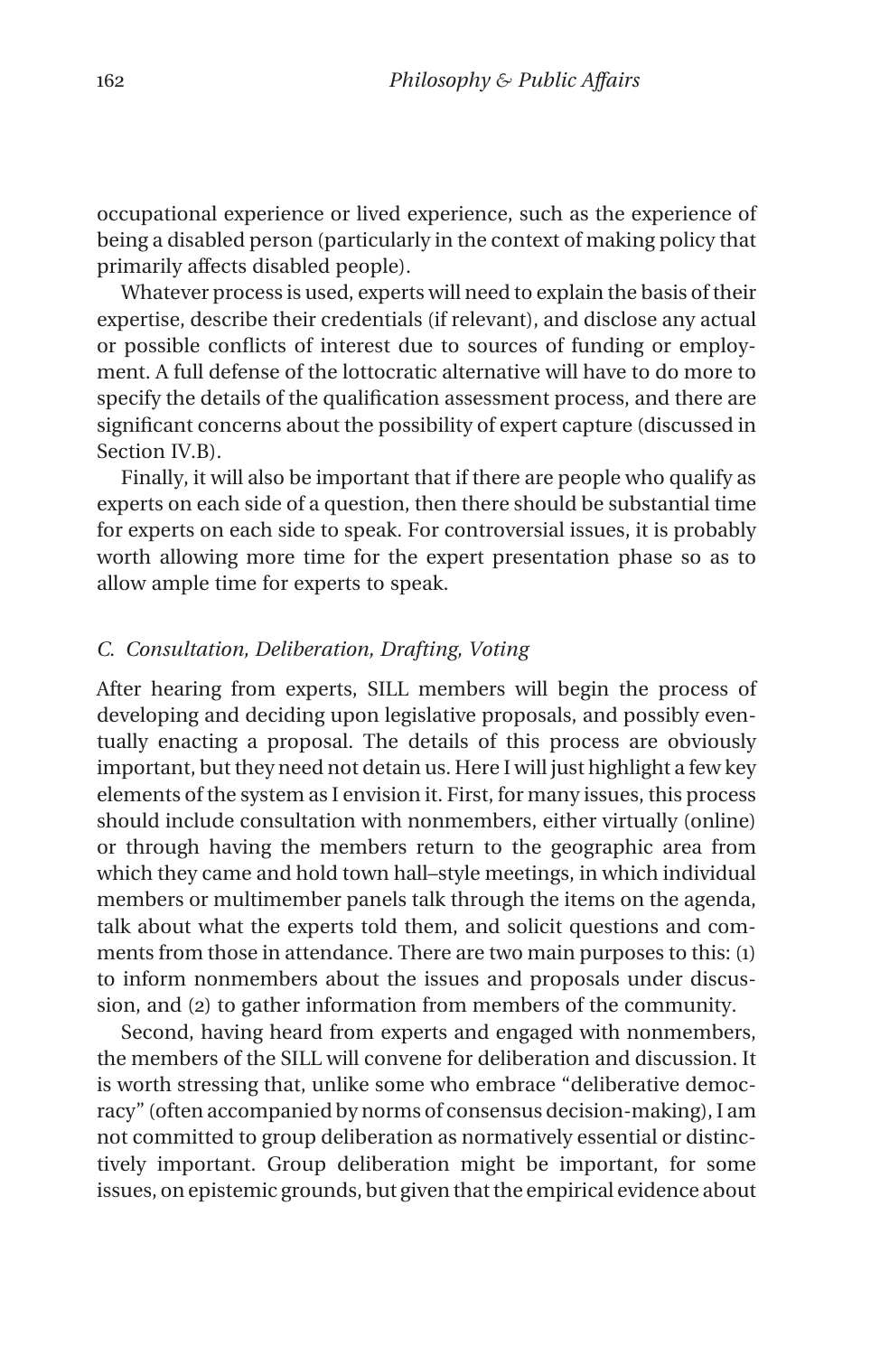occupational experience or lived experience, such as the experience of being a disabled person (particularly in the context of making policy that primarily affects disabled people).

Whatever process is used, experts will need to explain the basis of their expertise, describe their credentials (if relevant), and disclose any actual or possible conflicts of interest due to sources of funding or employment. A full defense of the lottocratic alternative will have to do more to specify the details of the qualification assessment process, and there are significant concerns about the possibility of expert capture (discussed in Section IV.B).

Finally, it will also be important that if there are people who qualify as experts on each side of a question, then there should be substantial time for experts on each side to speak. For controversial issues, it is probably worth allowing more time for the expert presentation phase so as to allow ample time for experts to speak.

### *C. Consultation, Deliberation, Drafting, Voting*

After hearing from experts, SILL members will begin the process of developing and deciding upon legislative proposals, and possibly eventually enacting a proposal. The details of this process are obviously important, but they need not detain us. Here I will just highlight a few key elements of the system as I envision it. First, for many issues, this process should include consultation with nonmembers, either virtually (online) or through having the members return to the geographic area from which they came and hold town hall–style meetings, in which individual members or multimember panels talk through the items on the agenda, talk about what the experts told them, and solicit questions and comments from those in attendance. There are two main purposes to this: (1) to inform nonmembers about the issues and proposals under discussion, and (2) to gather information from members of the community.

Second, having heard from experts and engaged with nonmembers, the members of the SILL will convene for deliberation and discussion. It is worth stressing that, unlike some who embrace "deliberative democracy" (often accompanied by norms of consensus decision-making), I am not committed to group deliberation as normatively essential or distinctively important. Group deliberation might be important, for some issues, on epistemic grounds, but given that the empirical evidence about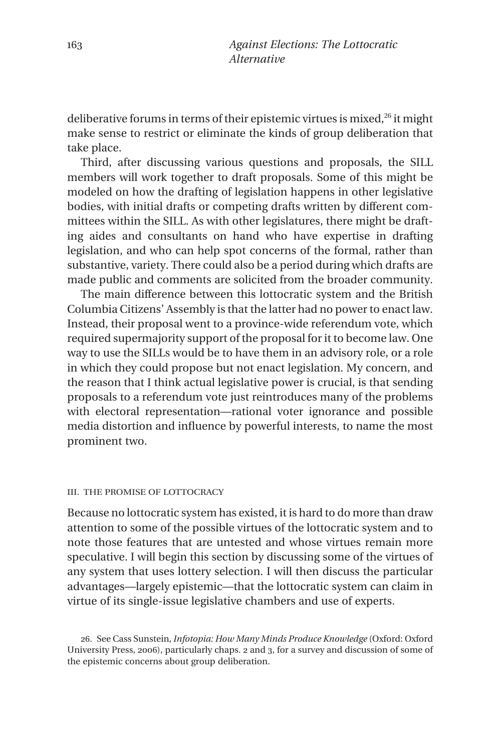deliberative forums in terms of their epistemic virtues is mixed,[26] it might make sense to restrict or eliminate the kinds of group deliberation that take place.

Third, after discussing various questions and proposals, the SILL members will work together to draft proposals. Some of this might be modeled on how the drafting of legislation happens in other legislative bodies, with initial drafts or competing drafts written by different committees within the SILL. As with other legislatures, there might be drafting aides and consultants on hand who have expertise in drafting legislation, and who can help spot concerns of the formal, rather than substantive, variety. There could also be a period during which drafts are made public and comments are solicited from the broader community.

The main difference between this lottocratic system and the British Columbia Citizens' Assembly is that the latter had no power to enact law. Instead, their proposal went to a province-wide referendum vote, which required supermajority support of the proposal for it to become law. One way to use the SILLs would be to have them in an advisory role, or a role in which they could propose but not enact legislation. My concern, and the reason that I think actual legislative power is crucial, is that sending proposals to a referendum vote just reintroduces many of the problems with electoral representation—rational voter ignorance and possible media distortion and influence by powerful interests, to name the most prominent two.

## III. THE PROMISE OF LOTTOCRACY

Because no lottocratic system has existed, it is hard to do more than draw attention to some of the possible virtues of the lottocratic system and to note those features that are untested and whose virtues remain more speculative. I will begin this section by discussing some of the virtues of any system that uses lottery selection. I will then discuss the particular advantages—largely epistemic—that the lottocratic system can claim in virtue of its single-issue legislative chambers and use of experts.

26. See Cass Sunstein, *Infotopia: How Many Minds Produce Knowledge* (Oxford: Oxford University Press, 2006), particularly chaps. 2 and 3, for a survey and discussion of some of the epistemic concerns about group deliberation.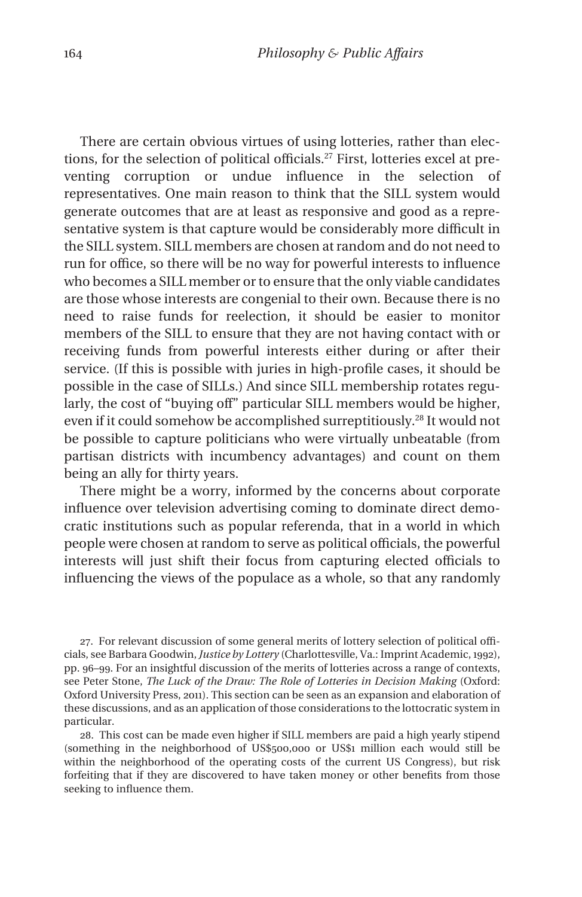There are certain obvious virtues of using lotteries, rather than elections, for the selection of political officials.[27] First, lotteries excel at preventing corruption or undue influence in the selection of representatives. One main reason to think that the SILL system would generate outcomes that are at least as responsive and good as a representative system is that capture would be considerably more difficult in the SILL system. SILL members are chosen at random and do not need to run for office, so there will be no way for powerful interests to influence who becomes a SILL member or to ensure that the only viable candidates are those whose interests are congenial to their own. Because there is no need to raise funds for reelection, it should be easier to monitor members of the SILL to ensure that they are not having contact with or receiving funds from powerful interests either during or after their service. (If this is possible with juries in high-profile cases, it should be possible in the case of SILLs.) And since SILL membership rotates regularly, the cost of "buying off" particular SILL members would be higher, even if it could somehow be accomplished surreptitiously.[28] It would not be possible to capture politicians who were virtually unbeatable (from partisan districts with incumbency advantages) and count on them being an ally for thirty years.

There might be a worry, informed by the concerns about corporate influence over television advertising coming to dominate direct democratic institutions such as popular referenda, that in a world in which people were chosen at random to serve as political officials, the powerful interests will just shift their focus from capturing elected officials to influencing the views of the populace as a whole, so that any randomly

27. For relevant discussion of some general merits of lottery selection of political officials, see Barbara Goodwin, *Justice by Lottery* (Charlottesville, Va.: Imprint Academic, 1992), pp. 96–99. For an insightful discussion of the merits of lotteries across a range of contexts, see Peter Stone, *The Luck of the Draw: The Role of Lotteries in Decision Making* (Oxford: Oxford University Press, 2011). This section can be seen as an expansion and elaboration of these discussions, and as an application of those considerations to the lottocratic system in particular.

28. This cost can be made even higher if SILL members are paid a high yearly stipend (something in the neighborhood of US$500,000 or US$1 million each would still be within the neighborhood of the operating costs of the current US Congress), but risk forfeiting that if they are discovered to have taken money or other benefits from those seeking to influence them.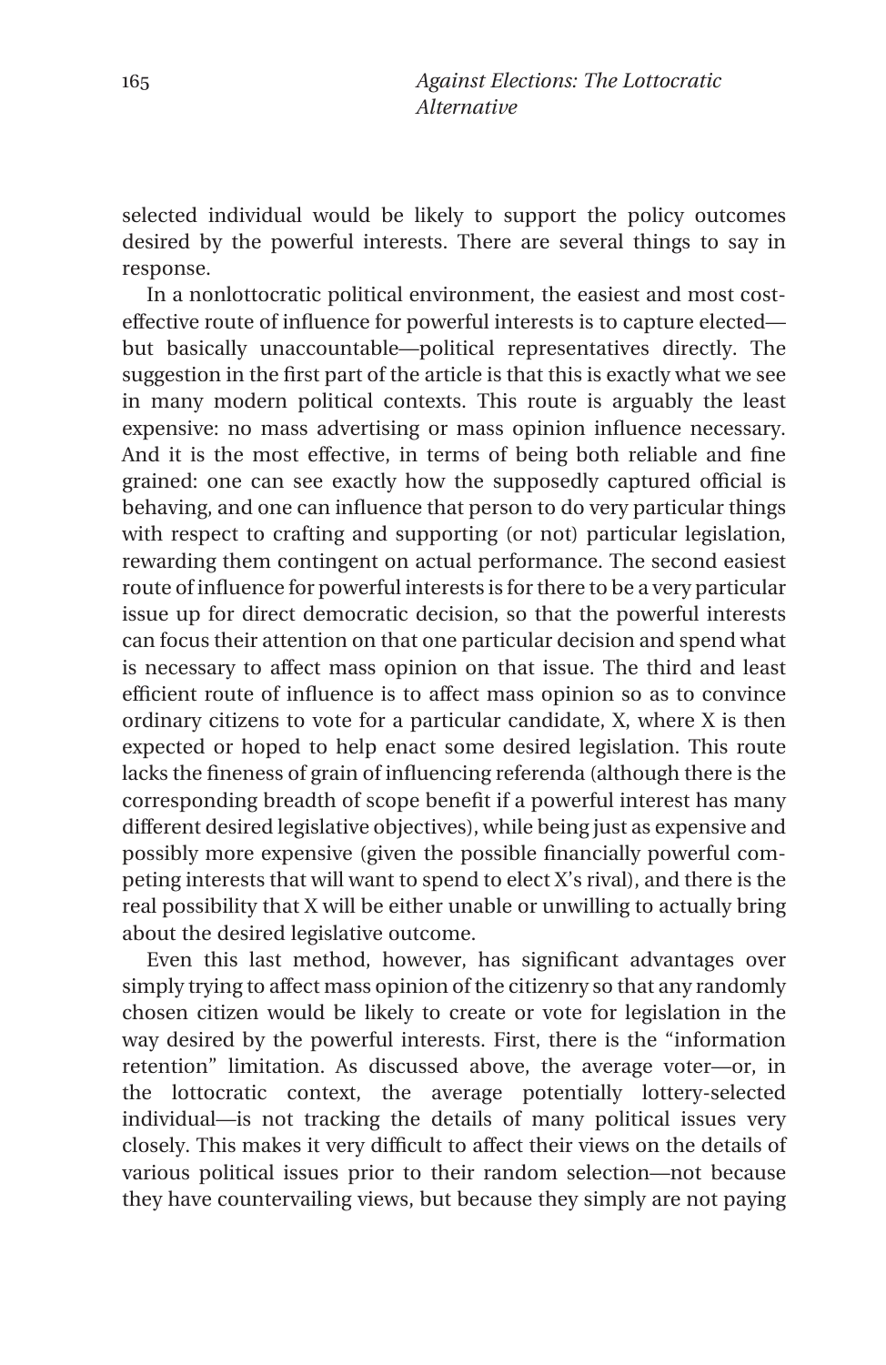selected individual would be likely to support the policy outcomes desired by the powerful interests. There are several things to say in response.

In a nonlottocratic political environment, the easiest and most cost-effective route of influence for powerful interests is to capture elected—but basically unaccountable—political representatives directly. The suggestion in the first part of the article is that this is exactly what we see in many modern political contexts. This route is arguably the least expensive: no mass advertising or mass opinion influence necessary. And it is the most effective, in terms of being both reliable and fine grained: one can see exactly how the supposedly captured official is behaving, and one can influence that person to do very particular things with respect to crafting and supporting (or not) particular legislation, rewarding them contingent on actual performance. The second easiest route of influence for powerful interests is for there to be a very particular issue up for direct democratic decision, so that the powerful interests can focus their attention on that one particular decision and spend what is necessary to affect mass opinion on that issue. The third and least efficient route of influence is to affect mass opinion so as to convince ordinary citizens to vote for a particular candidate, X, where X is then expected or hoped to help enact some desired legislation. This route lacks the fineness of grain of influencing referenda (although there is the corresponding breadth of scope benefit if a powerful interest has many different desired legislative objectives), while being just as expensive and possibly more expensive (given the possible financially powerful competing interests that will want to spend to elect X's rival), and there is the real possibility that X will be either unable or unwilling to actually bring about the desired legislative outcome.

Even this last method, however, has significant advantages over simply trying to affect mass opinion of the citizenry so that any randomly chosen citizen would be likely to create or vote for legislation in the way desired by the powerful interests. First, there is the "information retention" limitation. As discussed above, the average voter—or, in the lottocratic context, the average potentially lottery-selected individual—is not tracking the details of many political issues very closely. This makes it very difficult to affect their views on the details of various political issues prior to their random selection—not because they have countervailing views, but because they simply are not paying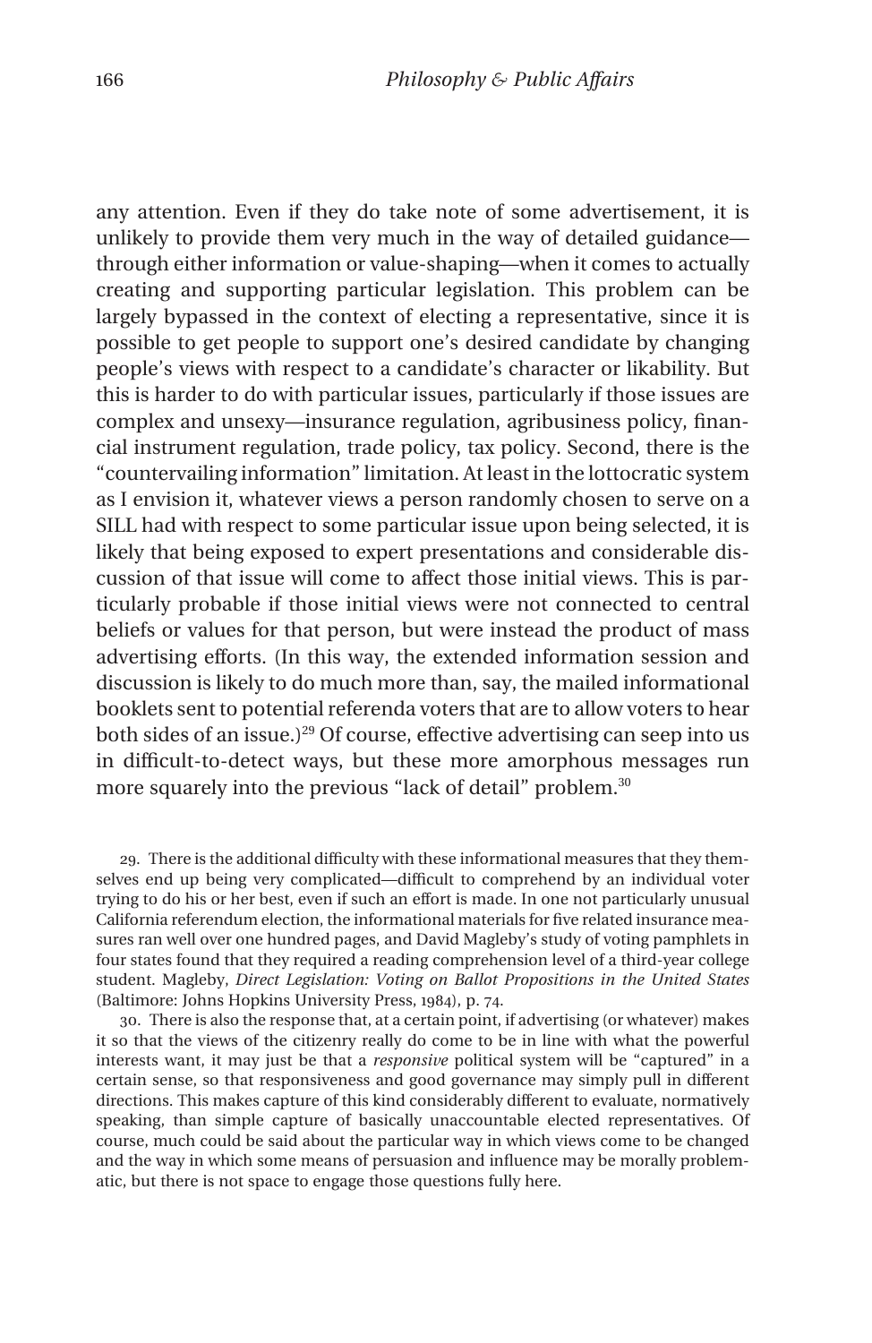any attention. Even if they do take note of some advertisement, it is unlikely to provide them very much in the way of detailed guidance—through either information or value-shaping—when it comes to actually creating and supporting particular legislation. This problem can be largely bypassed in the context of electing a representative, since it is possible to get people to support one's desired candidate by changing people's views with respect to a candidate's character or likability. But this is harder to do with particular issues, particularly if those issues are complex and unsexy—insurance regulation, agribusiness policy, financial instrument regulation, trade policy, tax policy. Second, there is the "countervailing information" limitation. At least in the lottocratic system as I envision it, whatever views a person randomly chosen to serve on a SILL had with respect to some particular issue upon being selected, it is likely that being exposed to expert presentations and considerable discussion of that issue will come to affect those initial views. This is particularly probable if those initial views were not connected to central beliefs or values for that person, but were instead the product of mass advertising efforts. (In this way, the extended information session and discussion is likely to do much more than, say, the mailed informational booklets sent to potential referenda voters that are to allow voters to hear both sides of an issue.)[29] Of course, effective advertising can seep into us in difficult-to-detect ways, but these more amorphous messages run more squarely into the previous "lack of detail" problem.[30]

29. There is the additional difficulty with these informational measures that they themselves end up being very complicated—difficult to comprehend by an individual voter trying to do his or her best, even if such an effort is made. In one not particularly unusual California referendum election, the informational materials for five related insurance measures ran well over one hundred pages, and David Magleby's study of voting pamphlets in four states found that they required a reading comprehension level of a third-year college student. Magleby, *Direct Legislation: Voting on Ballot Propositions in the United States* (Baltimore: Johns Hopkins University Press, 1984), p. 74.

30. There is also the response that, at a certain point, if advertising (or whatever) makes it so that the views of the citizenry really do come to be in line with what the powerful interests want, it may just be that a *responsive* political system will be "captured" in a certain sense, so that responsiveness and good governance may simply pull in different directions. This makes capture of this kind considerably different to evaluate, normatively speaking, than simple capture of basically unaccountable elected representatives. Of course, much could be said about the particular way in which views come to be changed and the way in which some means of persuasion and influence may be morally problematic, but there is not space to engage those questions fully here.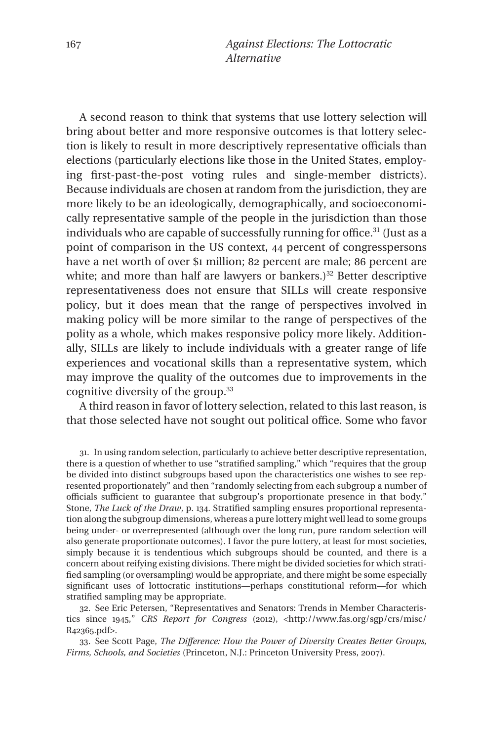A second reason to think that systems that use lottery selection will bring about better and more responsive outcomes is that lottery selection is likely to result in more descriptively representative officials than elections (particularly elections like those in the United States, employing first-past-the-post voting rules and single-member districts). Because individuals are chosen at random from the jurisdiction, they are more likely to be an ideologically, demographically, and socioeconomically representative sample of the people in the jurisdiction than those individuals who are capable of successfully running for office.[31] (Just as a point of comparison in the US context, 44 percent of congresspersons have a net worth of over $1 million; 82 percent are male; 86 percent are white; and more than half are lawyers or bankers.)[32] Better descriptive representativeness does not ensure that SILLs will create responsive policy, but it does mean that the range of perspectives involved in making policy will be more similar to the range of perspectives of the polity as a whole, which makes responsive policy more likely. Additionally, SILLs are likely to include individuals with a greater range of life experiences and vocational skills than a representative system, which may improve the quality of the outcomes due to improvements in the cognitive diversity of the group.[33]

A third reason in favor of lottery selection, related to this last reason, is that those selected have not sought out political office. Some who favor

31. In using random selection, particularly to achieve better descriptive representation, there is a question of whether to use "stratified sampling," which "requires that the group be divided into distinct subgroups based upon the characteristics one wishes to see represented proportionately" and then "randomly selecting from each subgroup a number of officials sufficient to guarantee that subgroup's proportionate presence in that body." Stone, *The Luck of the Draw*, p. 134. Stratified sampling ensures proportional representation along the subgroup dimensions, whereas a pure lottery might well lead to some groups being under- or overrepresented (although over the long run, pure random selection will also generate proportionate outcomes). I favor the pure lottery, at least for most societies, simply because it is tendentious which subgroups should be counted, and there is a concern about reifying existing divisions. There might be divided societies for which stratified sampling (or oversampling) would be appropriate, and there might be some especially significant uses of lottocratic institutions—perhaps constitutional reform—for which stratified sampling may be appropriate.

32. See Eric Petersen, "Representatives and Senators: Trends in Member Characteristics since 1945," *CRS Report for Congress* (2012), <http://www.fas.org/sgp/crs/misc/R42365.pdf>.

33. See Scott Page, *The Difference: How the Power of Diversity Creates Better Groups, Firms, Schools, and Societies* (Princeton, N.J.: Princeton University Press, 2007).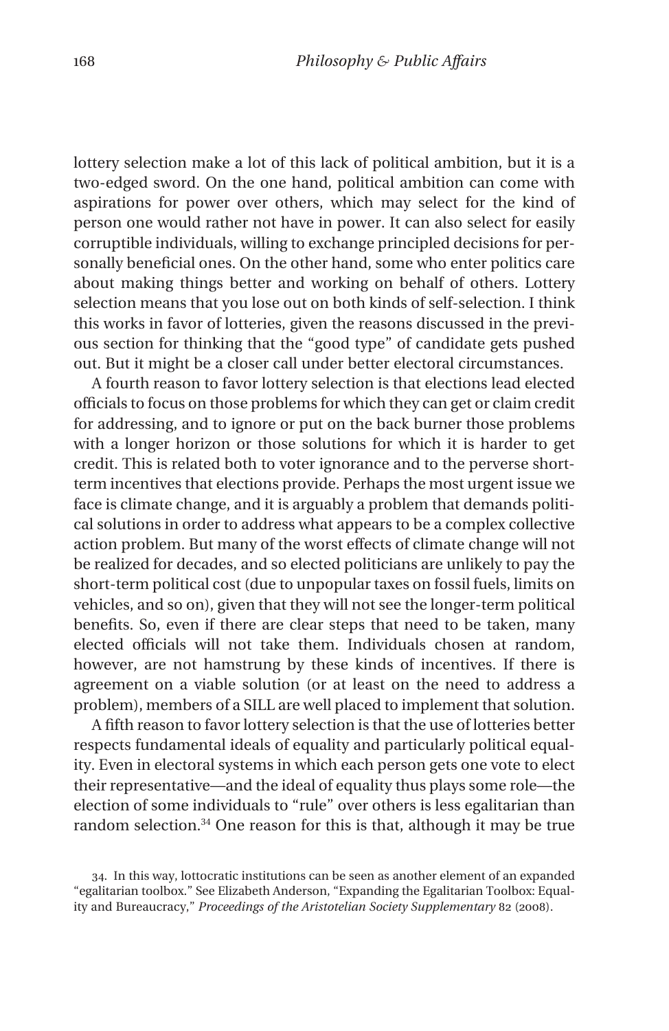lottery selection make a lot of this lack of political ambition, but it is a two-edged sword. On the one hand, political ambition can come with aspirations for power over others, which may select for the kind of person one would rather not have in power. It can also select for easily corruptible individuals, willing to exchange principled decisions for personally beneficial ones. On the other hand, some who enter politics care about making things better and working on behalf of others. Lottery selection means that you lose out on both kinds of self-selection. I think this works in favor of lotteries, given the reasons discussed in the previous section for thinking that the "good type" of candidate gets pushed out. But it might be a closer call under better electoral circumstances.

A fourth reason to favor lottery selection is that elections lead elected officials to focus on those problems for which they can get or claim credit for addressing, and to ignore or put on the back burner those problems with a longer horizon or those solutions for which it is harder to get credit. This is related both to voter ignorance and to the perverse short-term incentives that elections provide. Perhaps the most urgent issue we face is climate change, and it is arguably a problem that demands political solutions in order to address what appears to be a complex collective action problem. But many of the worst effects of climate change will not be realized for decades, and so elected politicians are unlikely to pay the short-term political cost (due to unpopular taxes on fossil fuels, limits on vehicles, and so on), given that they will not see the longer-term political benefits. So, even if there are clear steps that need to be taken, many elected officials will not take them. Individuals chosen at random, however, are not hamstrung by these kinds of incentives. If there is agreement on a viable solution (or at least on the need to address a problem), members of a SILL are well placed to implement that solution.

A fifth reason to favor lottery selection is that the use of lotteries better respects fundamental ideals of equality and particularly political equality. Even in electoral systems in which each person gets one vote to elect their representative—and the ideal of equality thus plays some role—the election of some individuals to "rule" over others is less egalitarian than random selection.[34] One reason for this is that, although it may be true

34. In this way, lottocratic institutions can be seen as another element of an expanded "egalitarian toolbox." See Elizabeth Anderson, "Expanding the Egalitarian Toolbox: Equality and Bureaucracy," *Proceedings of the Aristotelian Society Supplementary* 82 (2008).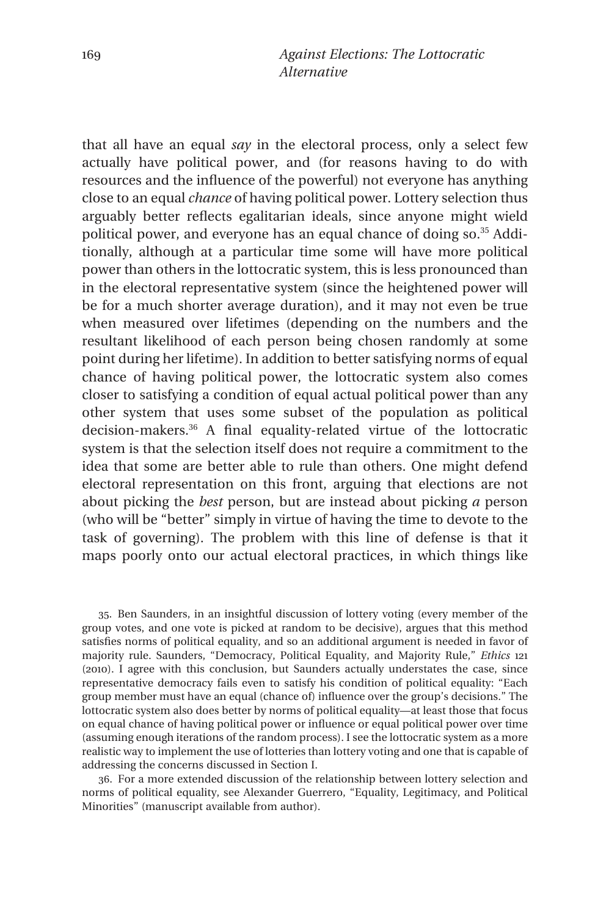that all have an equal *say* in the electoral process, only a select few actually have political power, and (for reasons having to do with resources and the influence of the powerful) not everyone has anything close to an equal *chance* of having political power. Lottery selection thus arguably better reflects egalitarian ideals, since anyone might wield political power, and everyone has an equal chance of doing so.[35] Additionally, although at a particular time some will have more political power than others in the lottocratic system, this is less pronounced than in the electoral representative system (since the heightened power will be for a much shorter average duration), and it may not even be true when measured over lifetimes (depending on the numbers and the resultant likelihood of each person being chosen randomly at some point during her lifetime). In addition to better satisfying norms of equal chance of having political power, the lottocratic system also comes closer to satisfying a condition of equal actual political power than any other system that uses some subset of the population as political decision-makers.[36] A final equality-related virtue of the lottocratic system is that the selection itself does not require a commitment to the idea that some are better able to rule than others. One might defend electoral representation on this front, arguing that elections are not about picking the *best* person, but are instead about picking *a* person (who will be "better" simply in virtue of having the time to devote to the task of governing). The problem with this line of defense is that it maps poorly onto our actual electoral practices, in which things like

35. Ben Saunders, in an insightful discussion of lottery voting (every member of the group votes, and one vote is picked at random to be decisive), argues that this method satisfies norms of political equality, and so an additional argument is needed in favor of majority rule. Saunders, "Democracy, Political Equality, and Majority Rule," *Ethics* 121 (2010). I agree with this conclusion, but Saunders actually understates the case, since representative democracy fails even to satisfy his condition of political equality: "Each group member must have an equal (chance of) influence over the group's decisions." The lottocratic system also does better by norms of political equality—at least those that focus on equal chance of having political power or influence or equal political power over time (assuming enough iterations of the random process). I see the lottocratic system as a more realistic way to implement the use of lotteries than lottery voting and one that is capable of addressing the concerns discussed in Section I.

36. For a more extended discussion of the relationship between lottery selection and norms of political equality, see Alexander Guerrero, "Equality, Legitimacy, and Political Minorities" (manuscript available from author).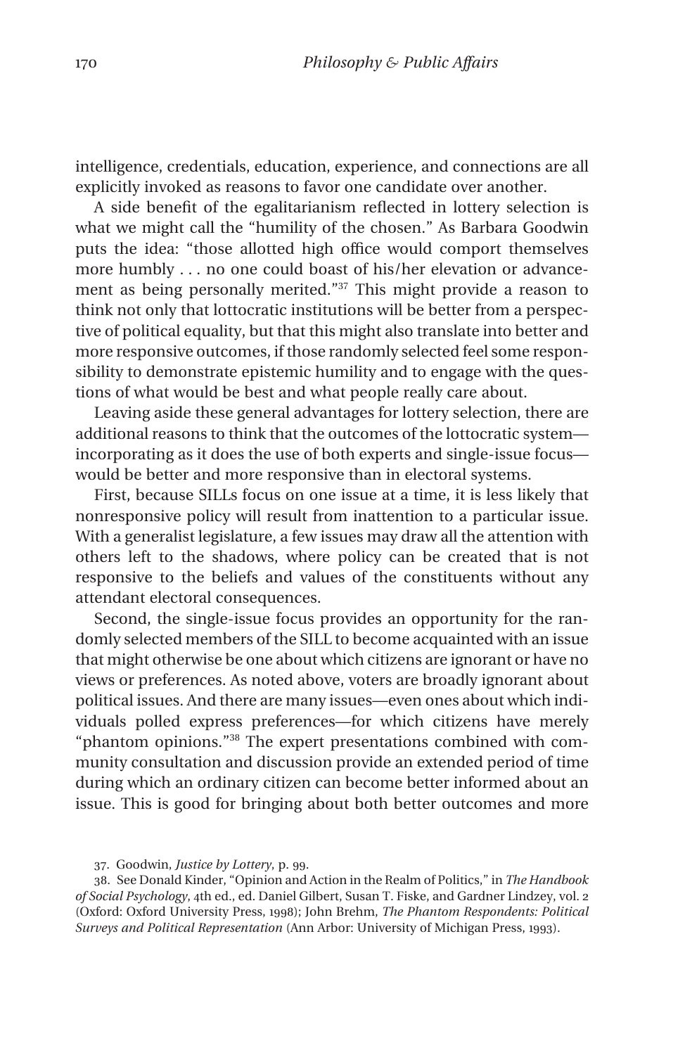intelligence, credentials, education, experience, and connections are all explicitly invoked as reasons to favor one candidate over another.

A side benefit of the egalitarianism reflected in lottery selection is what we might call the "humility of the chosen." As Barbara Goodwin puts the idea: "those allotted high office would comport themselves more humbly . . . no one could boast of his/her elevation or advancement as being personally merited."[37] This might provide a reason to think not only that lottocratic institutions will be better from a perspective of political equality, but that this might also translate into better and more responsive outcomes, if those randomly selected feel some responsibility to demonstrate epistemic humility and to engage with the questions of what would be best and what people really care about.

Leaving aside these general advantages for lottery selection, there are additional reasons to think that the outcomes of the lottocratic system—incorporating as it does the use of both experts and single-issue focus—would be better and more responsive than in electoral systems.

First, because SILLs focus on one issue at a time, it is less likely that nonresponsive policy will result from inattention to a particular issue. With a generalist legislature, a few issues may draw all the attention with others left to the shadows, where policy can be created that is not responsive to the beliefs and values of the constituents without any attendant electoral consequences.

Second, the single-issue focus provides an opportunity for the randomly selected members of the SILL to become acquainted with an issue that might otherwise be one about which citizens are ignorant or have no views or preferences. As noted above, voters are broadly ignorant about political issues. And there are many issues—even ones about which individuals polled express preferences—for which citizens have merely "phantom opinions."[38] The expert presentations combined with community consultation and discussion provide an extended period of time during which an ordinary citizen can become better informed about an issue. This is good for bringing about both better outcomes and more

37. Goodwin, *Justice by Lottery*, p. 99.

38. See Donald Kinder, "Opinion and Action in the Realm of Politics," in *The Handbook of Social Psychology*, 4th ed., ed. Daniel Gilbert, Susan T. Fiske, and Gardner Lindzey, vol. 2 (Oxford: Oxford University Press, 1998); John Brehm, *The Phantom Respondents: Political Surveys and Political Representation* (Ann Arbor: University of Michigan Press, 1993).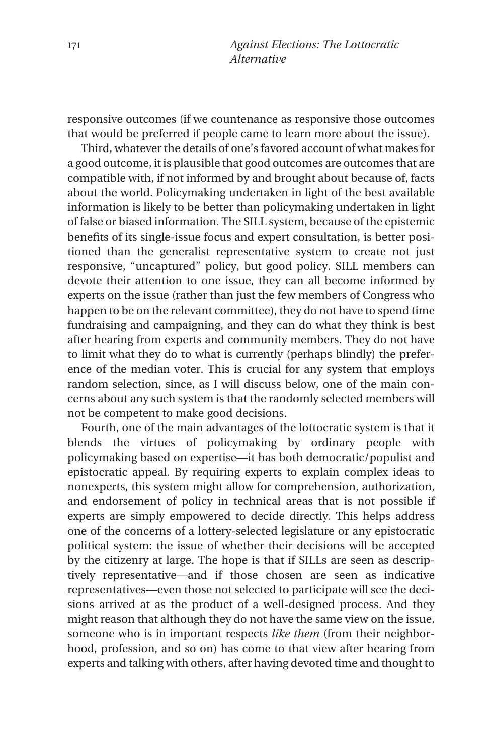responsive outcomes (if we countenance as responsive those outcomes that would be preferred if people came to learn more about the issue).

Third, whatever the details of one's favored account of what makes for a good outcome, it is plausible that good outcomes are outcomes that are compatible with, if not informed by and brought about because of, facts about the world. Policymaking undertaken in light of the best available information is likely to be better than policymaking undertaken in light of false or biased information. The SILL system, because of the epistemic benefits of its single-issue focus and expert consultation, is better positioned than the generalist representative system to create not just responsive, "uncaptured" policy, but good policy. SILL members can devote their attention to one issue, they can all become informed by experts on the issue (rather than just the few members of Congress who happen to be on the relevant committee), they do not have to spend time fundraising and campaigning, and they can do what they think is best after hearing from experts and community members. They do not have to limit what they do to what is currently (perhaps blindly) the preference of the median voter. This is crucial for any system that employs random selection, since, as I will discuss below, one of the main concerns about any such system is that the randomly selected members will not be competent to make good decisions.

Fourth, one of the main advantages of the lottocratic system is that it blends the virtues of policymaking by ordinary people with policymaking based on expertise—it has both democratic/populist and epistocratic appeal. By requiring experts to explain complex ideas to nonexperts, this system might allow for comprehension, authorization, and endorsement of policy in technical areas that is not possible if experts are simply empowered to decide directly. This helps address one of the concerns of a lottery-selected legislature or any epistocratic political system: the issue of whether their decisions will be accepted by the citizenry at large. The hope is that if SILLs are seen as descriptively representative—and if those chosen are seen as indicative representatives—even those not selected to participate will see the decisions arrived at as the product of a well-designed process. And they might reason that although they do not have the same view on the issue, someone who is in important respects *like them* (from their neighborhood, profession, and so on) has come to that view after hearing from experts and talking with others, after having devoted time and thought to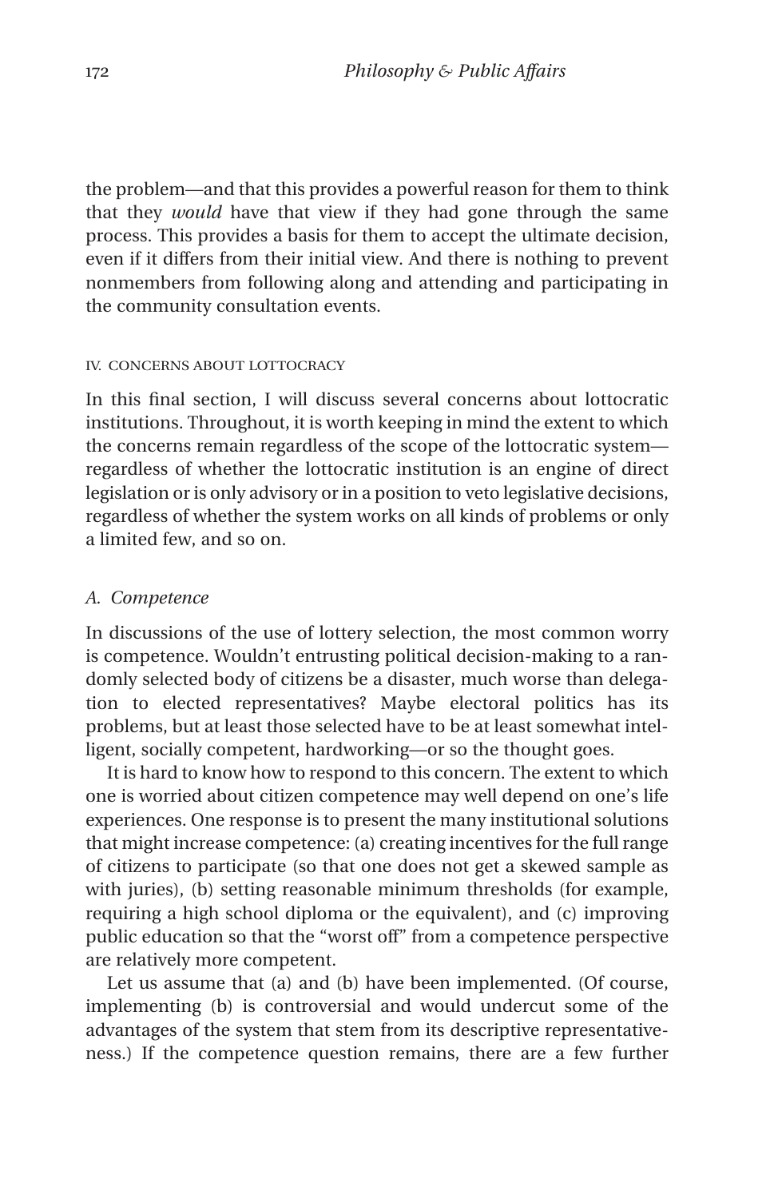the problem—and that this provides a powerful reason for them to think that they *would* have that view if they had gone through the same process. This provides a basis for them to accept the ultimate decision, even if it differs from their initial view. And there is nothing to prevent nonmembers from following along and attending and participating in the community consultation events.

## IV. CONCERNS ABOUT LOTTOCRACY

In this final section, I will discuss several concerns about lottocratic institutions. Throughout, it is worth keeping in mind the extent to which the concerns remain regardless of the scope of the lottocratic system—regardless of whether the lottocratic institution is an engine of direct legislation or is only advisory or in a position to veto legislative decisions, regardless of whether the system works on all kinds of problems or only a limited few, and so on.

### *A. Competence*

In discussions of the use of lottery selection, the most common worry is competence. Wouldn't entrusting political decision-making to a randomly selected body of citizens be a disaster, much worse than delegation to elected representatives? Maybe electoral politics has its problems, but at least those selected have to be at least somewhat intelligent, socially competent, hardworking—or so the thought goes.

It is hard to know how to respond to this concern. The extent to which one is worried about citizen competence may well depend on one's life experiences. One response is to present the many institutional solutions that might increase competence: (a) creating incentives for the full range of citizens to participate (so that one does not get a skewed sample as with juries), (b) setting reasonable minimum thresholds (for example, requiring a high school diploma or the equivalent), and (c) improving public education so that the "worst off" from a competence perspective are relatively more competent.

Let us assume that (a) and (b) have been implemented. (Of course, implementing (b) is controversial and would undercut some of the advantages of the system that stem from its descriptive representativeness.) If the competence question remains, there are a few further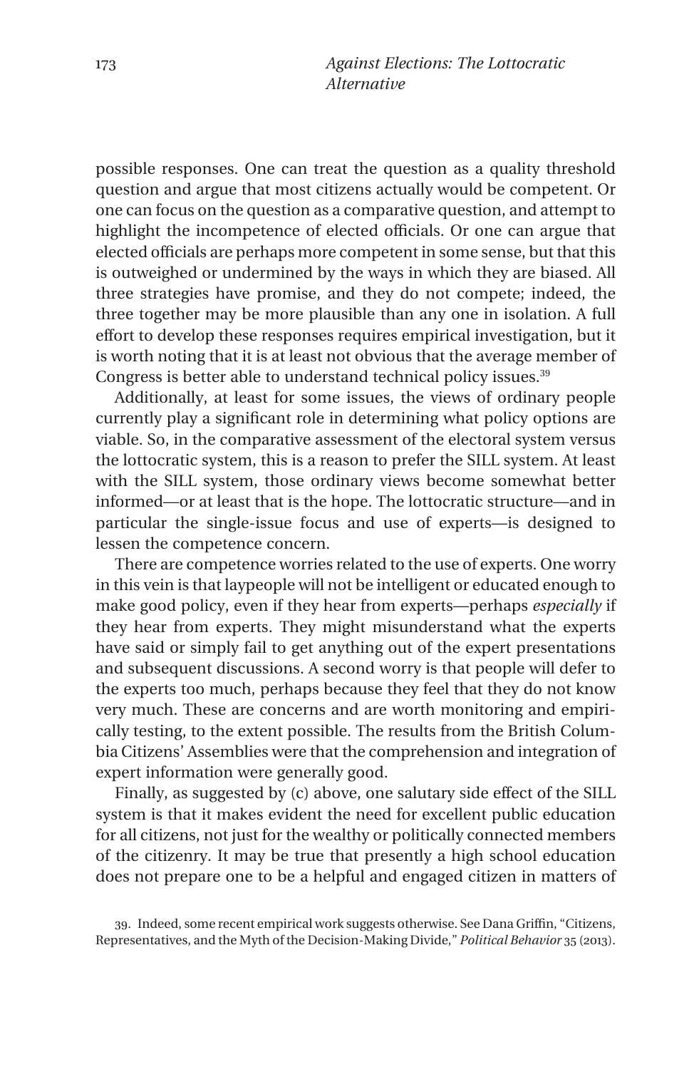possible responses. One can treat the question as a quality threshold question and argue that most citizens actually would be competent. Or one can focus on the question as a comparative question, and attempt to highlight the incompetence of elected officials. Or one can argue that elected officials are perhaps more competent in some sense, but that this is outweighed or undermined by the ways in which they are biased. All three strategies have promise, and they do not compete; indeed, the three together may be more plausible than any one in isolation. A full effort to develop these responses requires empirical investigation, but it is worth noting that it is at least not obvious that the average member of Congress is better able to understand technical policy issues.[39]

Additionally, at least for some issues, the views of ordinary people currently play a significant role in determining what policy options are viable. So, in the comparative assessment of the electoral system versus the lottocratic system, this is a reason to prefer the SILL system. At least with the SILL system, those ordinary views become somewhat better informed—or at least that is the hope. The lottocratic structure—and in particular the single-issue focus and use of experts—is designed to lessen the competence concern.

There are competence worries related to the use of experts. One worry in this vein is that laypeople will not be intelligent or educated enough to make good policy, even if they hear from experts—perhaps *especially* if they hear from experts. They might misunderstand what the experts have said or simply fail to get anything out of the expert presentations and subsequent discussions. A second worry is that people will defer to the experts too much, perhaps because they feel that they do not know very much. These are concerns and are worth monitoring and empirically testing, to the extent possible. The results from the British Columbia Citizens' Assemblies were that the comprehension and integration of expert information were generally good.

Finally, as suggested by (c) above, one salutary side effect of the SILL system is that it makes evident the need for excellent public education for all citizens, not just for the wealthy or politically connected members of the citizenry. It may be true that presently a high school education does not prepare one to be a helpful and engaged citizen in matters of

39. Indeed, some recent empirical work suggests otherwise. See Dana Griffin, "Citizens, Representatives, and the Myth of the Decision-Making Divide," *Political Behavior* 35 (2013).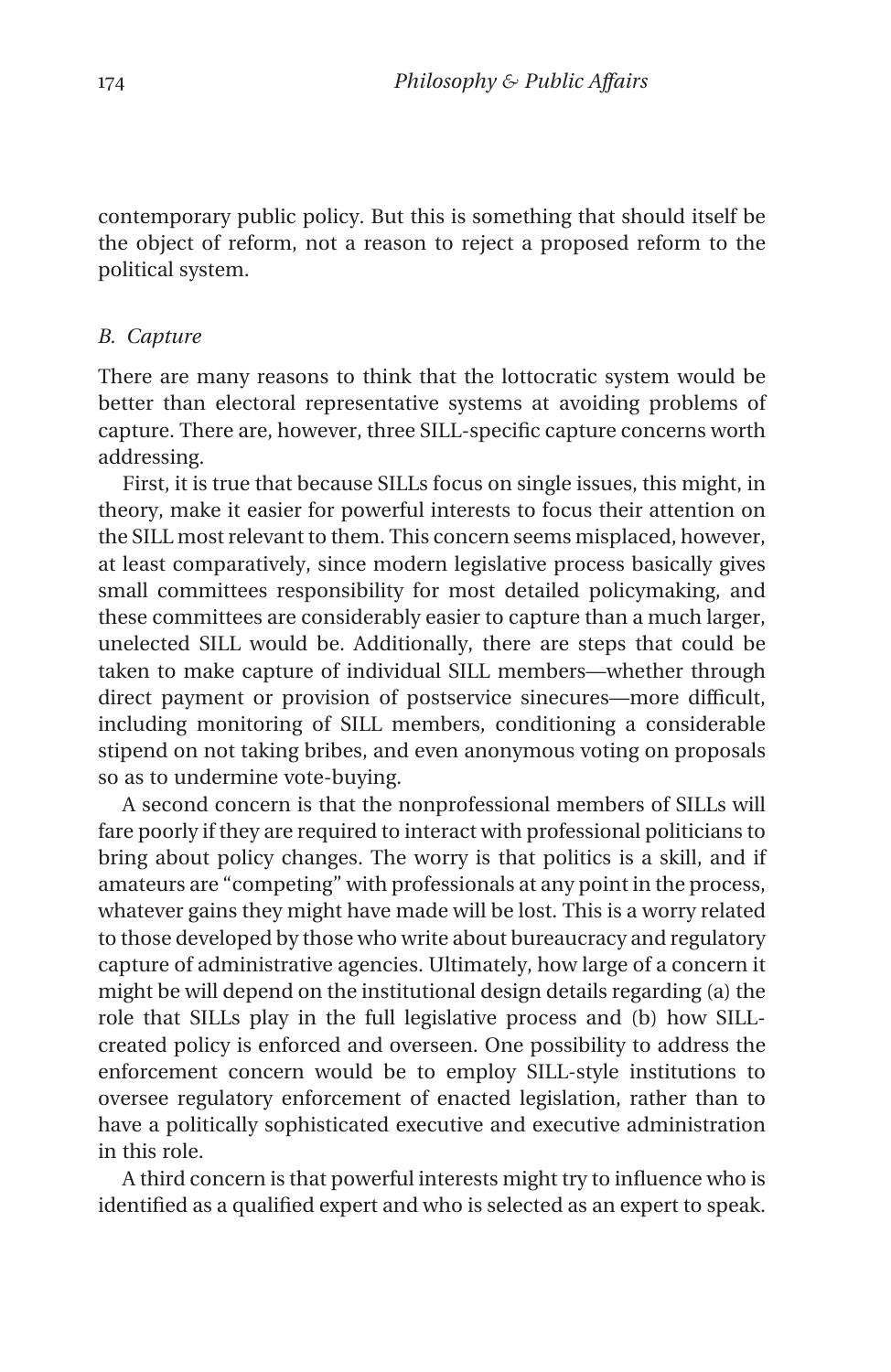contemporary public policy. But this is something that should itself be the object of reform, not a reason to reject a proposed reform to the political system.

### *B. Capture*

There are many reasons to think that the lottocratic system would be better than electoral representative systems at avoiding problems of capture. There are, however, three SILL-specific capture concerns worth addressing.

First, it is true that because SILLs focus on single issues, this might, in theory, make it easier for powerful interests to focus their attention on the SILL most relevant to them. This concern seems misplaced, however, at least comparatively, since modern legislative process basically gives small committees responsibility for most detailed policymaking, and these committees are considerably easier to capture than a much larger, unelected SILL would be. Additionally, there are steps that could be taken to make capture of individual SILL members—whether through direct payment or provision of postservice sinecures—more difficult, including monitoring of SILL members, conditioning a considerable stipend on not taking bribes, and even anonymous voting on proposals so as to undermine vote-buying.

A second concern is that the nonprofessional members of SILLs will fare poorly if they are required to interact with professional politicians to bring about policy changes. The worry is that politics is a skill, and if amateurs are "competing" with professionals at any point in the process, whatever gains they might have made will be lost. This is a worry related to those developed by those who write about bureaucracy and regulatory capture of administrative agencies. Ultimately, how large of a concern it might be will depend on the institutional design details regarding (a) the role that SILLs play in the full legislative process and (b) how SILL-created policy is enforced and overseen. One possibility to address the enforcement concern would be to employ SILL-style institutions to oversee regulatory enforcement of enacted legislation, rather than to have a politically sophisticated executive and executive administration in this role.

A third concern is that powerful interests might try to influence who is identified as a qualified expert and who is selected as an expert to speak.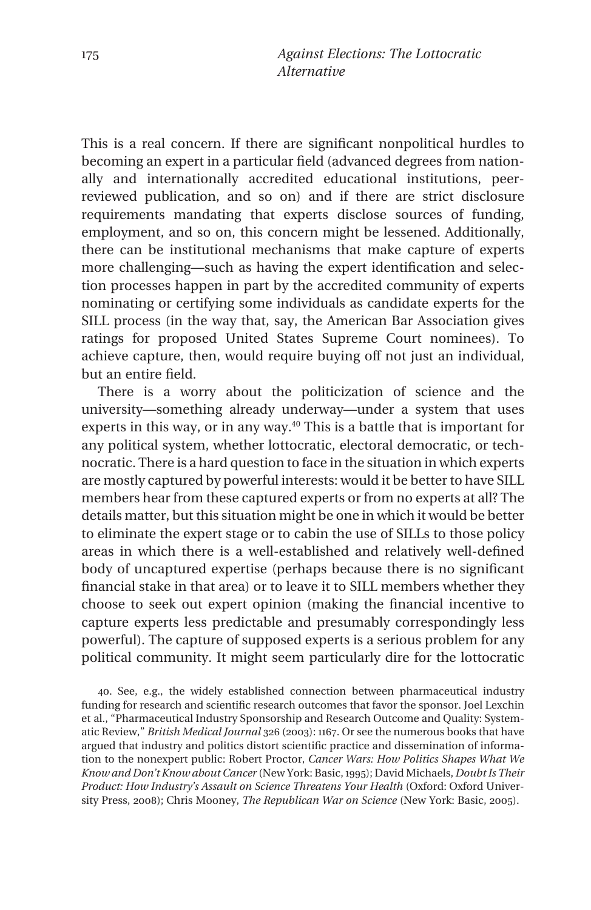This is a real concern. If there are significant nonpolitical hurdles to becoming an expert in a particular field (advanced degrees from nationally and internationally accredited educational institutions, peer-reviewed publication, and so on) and if there are strict disclosure requirements mandating that experts disclose sources of funding, employment, and so on, this concern might be lessened. Additionally, there can be institutional mechanisms that make capture of experts more challenging—such as having the expert identification and selection processes happen in part by the accredited community of experts nominating or certifying some individuals as candidate experts for the SILL process (in the way that, say, the American Bar Association gives ratings for proposed United States Supreme Court nominees). To achieve capture, then, would require buying off not just an individual, but an entire field.

There is a worry about the politicization of science and the university—something already underway—under a system that uses experts in this way, or in any way.[40] This is a battle that is important for any political system, whether lottocratic, electoral democratic, or technocratic. There is a hard question to face in the situation in which experts are mostly captured by powerful interests: would it be better to have SILL members hear from these captured experts or from no experts at all? The details matter, but this situation might be one in which it would be better to eliminate the expert stage or to cabin the use of SILLs to those policy areas in which there is a well-established and relatively well-defined body of uncaptured expertise (perhaps because there is no significant financial stake in that area) or to leave it to SILL members whether they choose to seek out expert opinion (making the financial incentive to capture experts less predictable and presumably correspondingly less powerful). The capture of supposed experts is a serious problem for any political community. It might seem particularly dire for the lottocratic

40. See, e.g., the widely established connection between pharmaceutical industry funding for research and scientific research outcomes that favor the sponsor. Joel Lexchin et al., "Pharmaceutical Industry Sponsorship and Research Outcome and Quality: Systematic Review," *British Medical Journal* 326 (2003): 1167. Or see the numerous books that have argued that industry and politics distort scientific practice and dissemination of information to the nonexpert public: Robert Proctor, *Cancer Wars: How Politics Shapes What We Know and Don't Know about Cancer* (New York: Basic, 1995); David Michaels, *Doubt Is Their Product: How Industry's Assault on Science Threatens Your Health* (Oxford: Oxford University Press, 2008); Chris Mooney, *The Republican War on Science* (New York: Basic, 2005).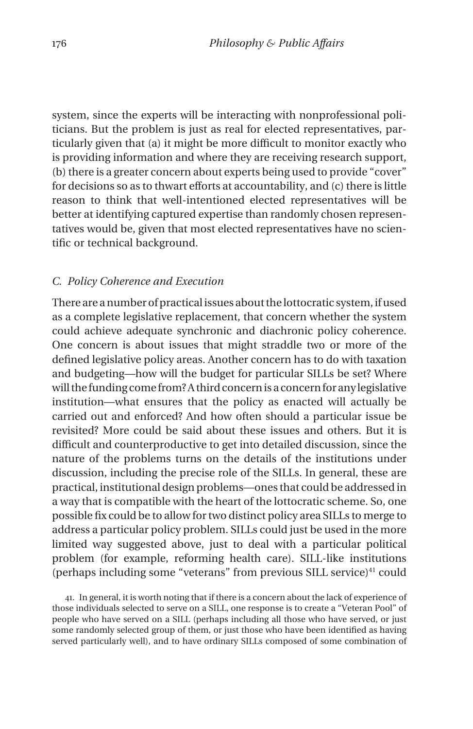system, since the experts will be interacting with nonprofessional politicians. But the problem is just as real for elected representatives, particularly given that (a) it might be more difficult to monitor exactly who is providing information and where they are receiving research support, (b) there is a greater concern about experts being used to provide "cover" for decisions so as to thwart efforts at accountability, and (c) there is little reason to think that well-intentioned elected representatives will be better at identifying captured expertise than randomly chosen representatives would be, given that most elected representatives have no scientific or technical background.

### *C. Policy Coherence and Execution*

There are a number of practical issues about the lottocratic system, if used as a complete legislative replacement, that concern whether the system could achieve adequate synchronic and diachronic policy coherence. One concern is about issues that might straddle two or more of the defined legislative policy areas. Another concern has to do with taxation and budgeting—how will the budget for particular SILLs be set? Where will the funding come from? A third concern is a concern for any legislative institution—what ensures that the policy as enacted will actually be carried out and enforced? And how often should a particular issue be revisited? More could be said about these issues and others. But it is difficult and counterproductive to get into detailed discussion, since the nature of the problems turns on the details of the institutions under discussion, including the precise role of the SILLs. In general, these are practical, institutional design problems—ones that could be addressed in a way that is compatible with the heart of the lottocratic scheme. So, one possible fix could be to allow for two distinct policy area SILLs to merge to address a particular policy problem. SILLs could just be used in the more limited way suggested above, just to deal with a particular political problem (for example, reforming health care). SILL-like institutions (perhaps including some "veterans" from previous SILL service)[41] could

41. In general, it is worth noting that if there is a concern about the lack of experience of those individuals selected to serve on a SILL, one response is to create a "Veteran Pool" of people who have served on a SILL (perhaps including all those who have served, or just some randomly selected group of them, or just those who have been identified as having served particularly well), and to have ordinary SILLs composed of some combination of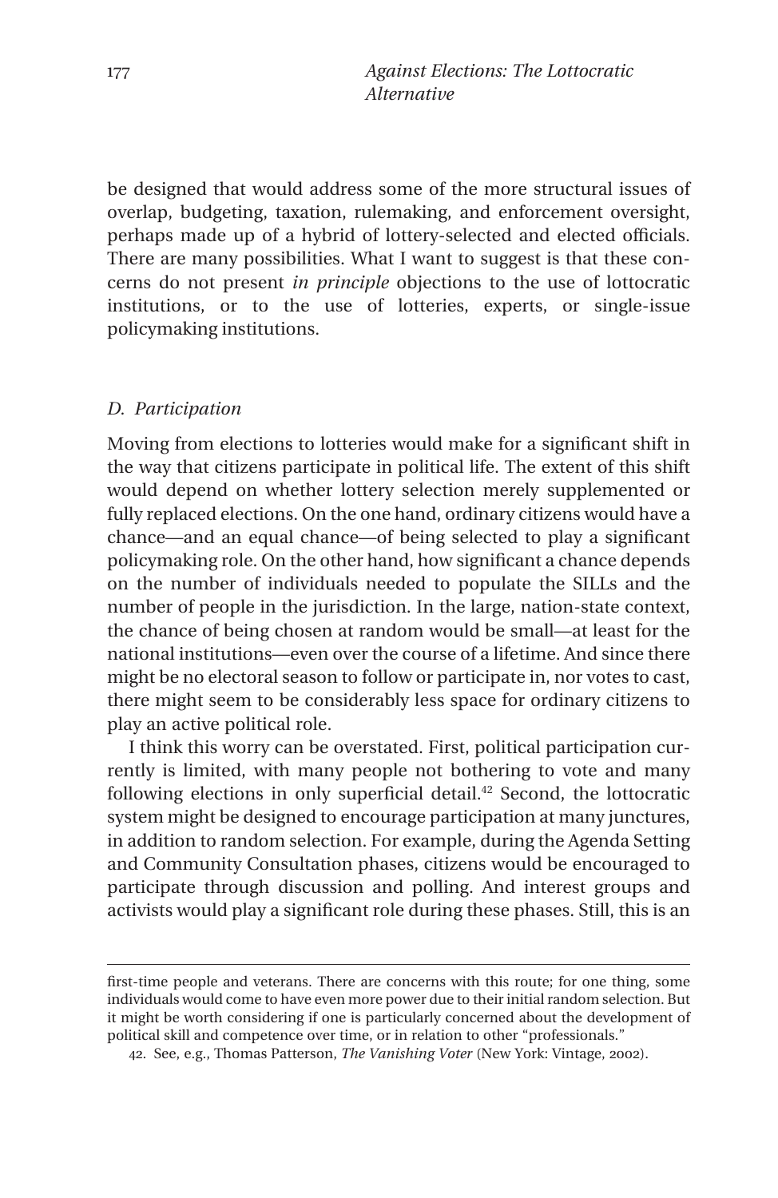be designed that would address some of the more structural issues of overlap, budgeting, taxation, rulemaking, and enforcement oversight, perhaps made up of a hybrid of lottery-selected and elected officials. There are many possibilities. What I want to suggest is that these concerns do not present *in principle* objections to the use of lottocratic institutions, or to the use of lotteries, experts, or single-issue policymaking institutions.

### *D. Participation*

Moving from elections to lotteries would make for a significant shift in the way that citizens participate in political life. The extent of this shift would depend on whether lottery selection merely supplemented or fully replaced elections. On the one hand, ordinary citizens would have a chance—and an equal chance—of being selected to play a significant policymaking role. On the other hand, how significant a chance depends on the number of individuals needed to populate the SILLs and the number of people in the jurisdiction. In the large, nation-state context, the chance of being chosen at random would be small—at least for the national institutions—even over the course of a lifetime. And since there might be no electoral season to follow or participate in, nor votes to cast, there might seem to be considerably less space for ordinary citizens to play an active political role.

I think this worry can be overstated. First, political participation currently is limited, with many people not bothering to vote and many following elections in only superficial detail.[42] Second, the lottocratic system might be designed to encourage participation at many junctures, in addition to random selection. For example, during the Agenda Setting and Community Consultation phases, citizens would be encouraged to participate through discussion and polling. And interest groups and activists would play a significant role during these phases. Still, this is an

---

first-time people and veterans. There are concerns with this route; for one thing, some individuals would come to have even more power due to their initial random selection. But it might be worth considering if one is particularly concerned about the development of political skill and competence over time, or in relation to other "professionals."

42. See, e.g., Thomas Patterson, *The Vanishing Voter* (New York: Vintage, 2002).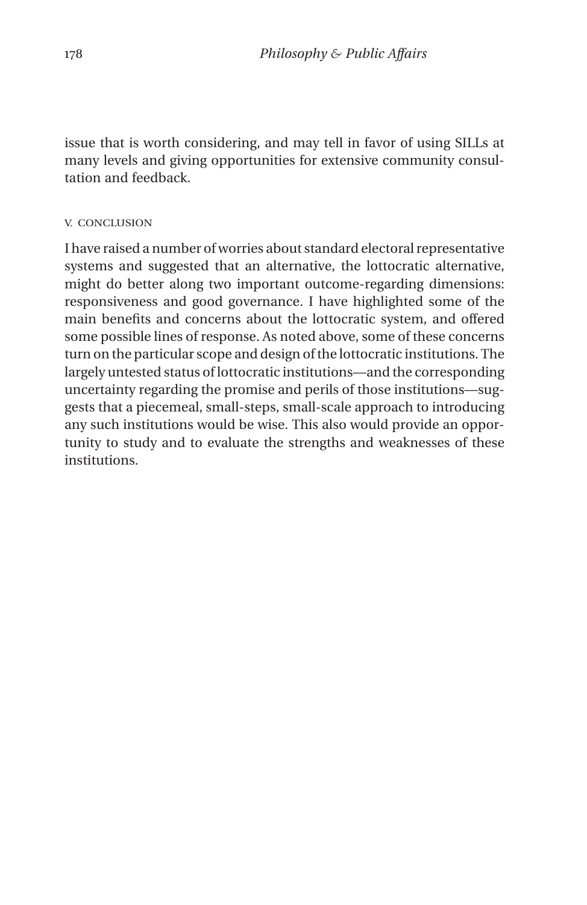issue that is worth considering, and may tell in favor of using SILLs at many levels and giving opportunities for extensive community consultation and feedback.

## V. CONCLUSION

I have raised a number of worries about standard electoral representative systems and suggested that an alternative, the lottocratic alternative, might do better along two important outcome-regarding dimensions: responsiveness and good governance. I have highlighted some of the main benefits and concerns about the lottocratic system, and offered some possible lines of response. As noted above, some of these concerns turn on the particular scope and design of the lottocratic institutions. The largely untested status of lottocratic institutions—and the corresponding uncertainty regarding the promise and perils of those institutions—suggests that a piecemeal, small-steps, small-scale approach to introducing any such institutions would be wise. This also would provide an opportunity to study and to evaluate the strengths and weaknesses of these institutions.